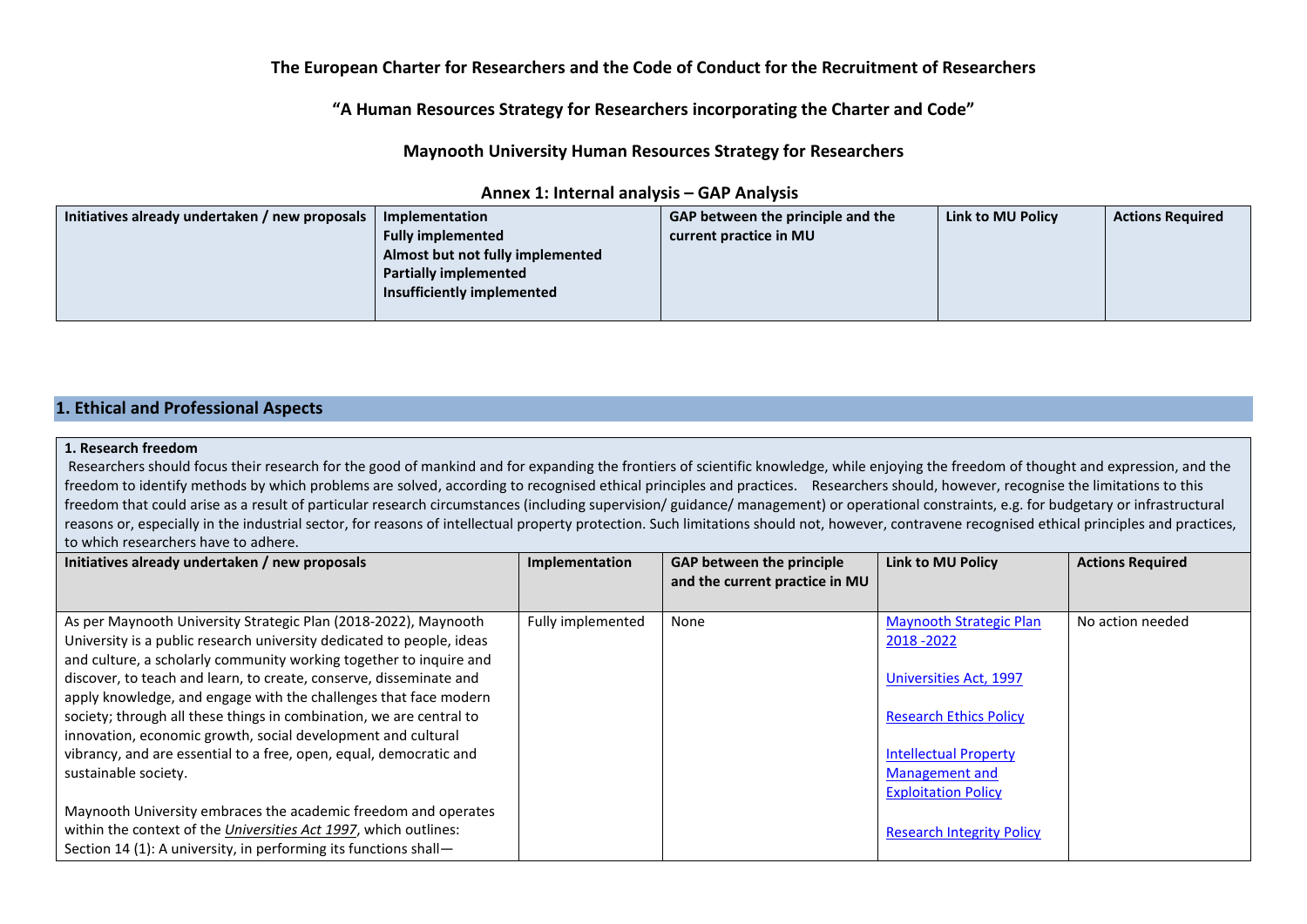**The European Charter for Researchers and the Code of Conduct for the Recruitment of Researchers**

**"A Human Resources Strategy for Researchers incorporating the Charter and Code"**

**Maynooth University Human Resources Strategy for Researchers**

**Annex 1: Internal analysis – GAP Analysis**

| Initiatives already undertaken / new proposals | Implementation<br>Fully implemented<br>Almost but not fully implemented<br>Partially implemented<br>Insufficiently implemented | GAP between the principle and the current practice in MU | Link to MU Policy | Actions Required |
|---|---|---|---|---|

## 1. Ethical and Professional Aspects

**1. Research freedom**
Researchers should focus their research for the good of mankind and for expanding the frontiers of scientific knowledge, while enjoying the freedom of thought and expression, and the freedom to identify methods by which problems are solved, according to recognised ethical principles and practices. Researchers should, however, recognise the limitations to this freedom that could arise as a result of particular research circumstances (including supervision/ guidance/ management) or operational constraints, e.g. for budgetary or infrastructural reasons or, especially in the industrial sector, for reasons of intellectual property protection. Such limitations should not, however, contravene recognised ethical principles and practices, to which researchers have to adhere.

| Initiatives already undertaken / new proposals | Implementation | GAP between the principle and the current practice in MU | Link to MU Policy | Actions Required |
|---|---|---|---|---|
| As per Maynooth University Strategic Plan (2018-2022), Maynooth University is a public research university dedicated to people, ideas and culture, a scholarly community working together to inquire and discover, to teach and learn, to create, conserve, disseminate and apply knowledge, and engage with the challenges that face modern society; through all these things in combination, we are central to innovation, economic growth, social development and cultural vibrancy, and are essential to a free, open, equal, democratic and sustainable society.<br><br>Maynooth University embraces the academic freedom and operates within the context of the *Universities Act 1997*, which outlines: Section 14 (1): A university, in performing its functions shall— | Fully implemented | None | Maynooth Strategic Plan 2018 -2022<br><br>Universities Act, 1997<br><br>Research Ethics Policy<br><br>Intellectual Property Management and Exploitation Policy<br><br>Research Integrity Policy | No action needed |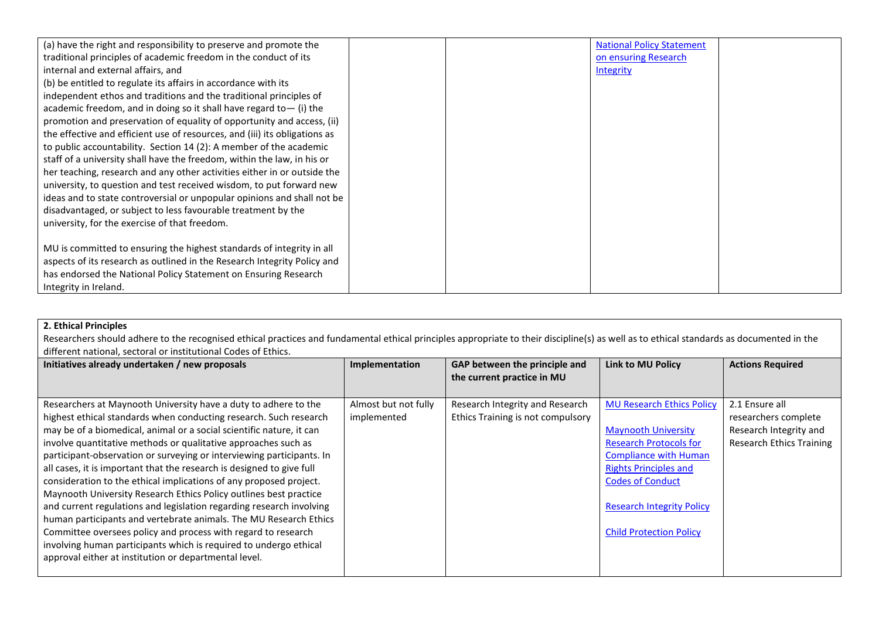| | | | | |
|---|---|---|---|---|
| (a) have the right and responsibility to preserve and promote the traditional principles of academic freedom in the conduct of its internal and external affairs, and<br>(b) be entitled to regulate its affairs in accordance with its independent ethos and traditions and the traditional principles of academic freedom, and in doing so it shall have regard to— (i) the promotion and preservation of equality of opportunity and access, (ii) the effective and efficient use of resources, and (iii) its obligations as to public accountability. Section 14 (2): A member of the academic staff of a university shall have the freedom, within the law, in his or her teaching, research and any other activities either in or outside the university, to question and test received wisdom, to put forward new ideas and to state controversial or unpopular opinions and shall not be disadvantaged, or subject to less favourable treatment by the university, for the exercise of that freedom.<br><br>MU is committed to ensuring the highest standards of integrity in all aspects of its research as outlined in the Research Integrity Policy and has endorsed the National Policy Statement on Ensuring Research Integrity in Ireland. | | | National Policy Statement on ensuring Research Integrity | |

**2. Ethical Principles**

Researchers should adhere to the recognised ethical practices and fundamental ethical principles appropriate to their discipline(s) as well as to ethical standards as documented in the different national, sectoral or institutional Codes of Ethics.

| Initiatives already undertaken / new proposals | Implementation | GAP between the principle and the current practice in MU | Link to MU Policy | Actions Required |
|---|---|---|---|---|
| Researchers at Maynooth University have a duty to adhere to the highest ethical standards when conducting research. Such research may be of a biomedical, animal or a social scientific nature, it can involve quantitative methods or qualitative approaches such as participant-observation or surveying or interviewing participants. In all cases, it is important that the research is designed to give full consideration to the ethical implications of any proposed project. Maynooth University Research Ethics Policy outlines best practice and current regulations and legislation regarding research involving human participants and vertebrate animals. The MU Research Ethics Committee oversees policy and process with regard to research involving human participants which is required to undergo ethical approval either at institution or departmental level. | Almost but not fully implemented | Research Integrity and Research Ethics Training is not compulsory | MU Research Ethics Policy<br><br>Maynooth University Research Protocols for Compliance with Human Rights Principles and Codes of Conduct<br><br>Research Integrity Policy<br><br>Child Protection Policy | 2.1 Ensure all researchers complete Research Integrity and Research Ethics Training |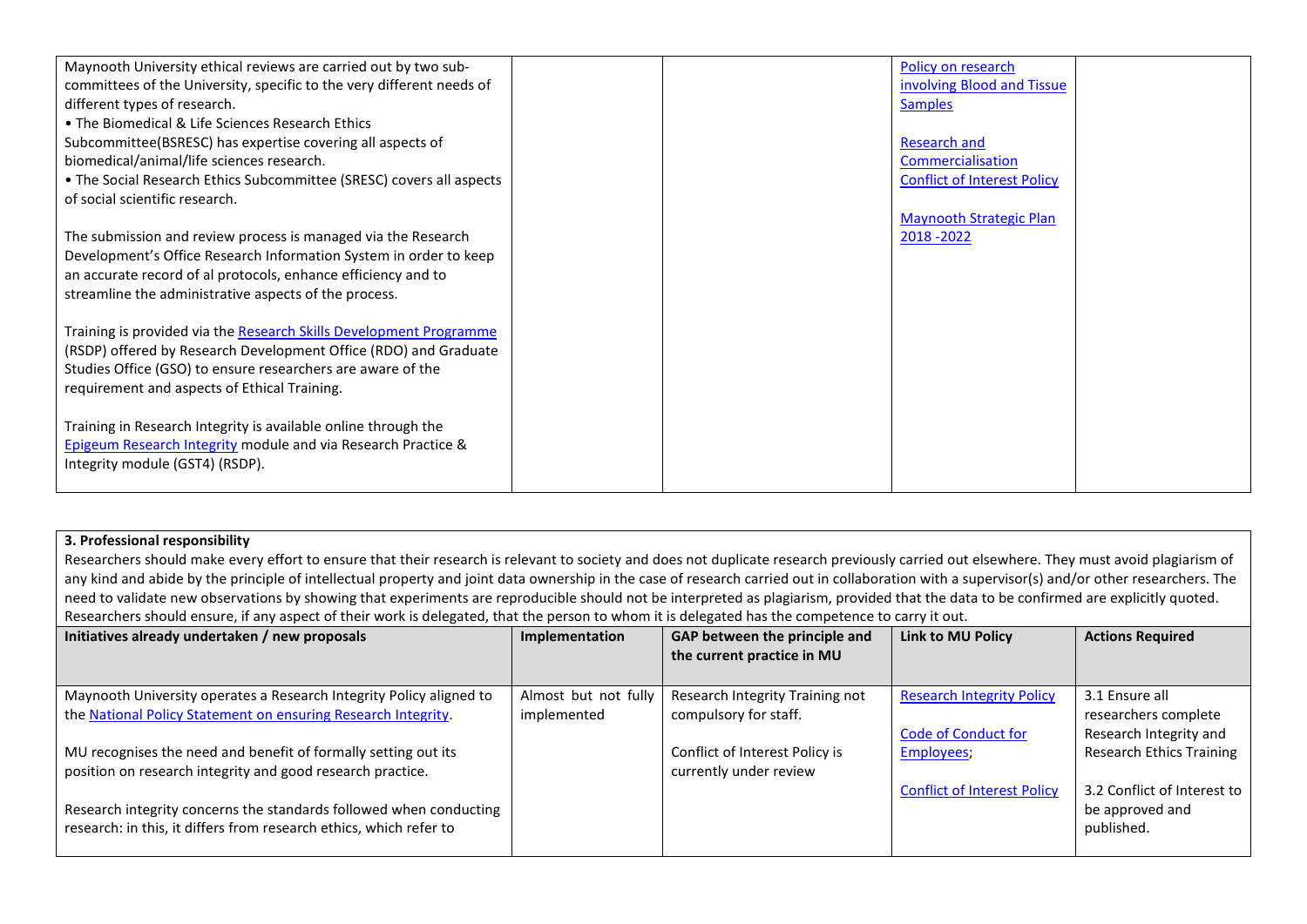| | | | | |
|---|---|---|---|---|
| Maynooth University ethical reviews are carried out by two sub-committees of the University, specific to the very different needs of different types of research.<br>• The Biomedical & Life Sciences Research Ethics Subcommittee(BSRESC) has expertise covering all aspects of biomedical/animal/life sciences research.<br>• The Social Research Ethics Subcommittee (SRESC) covers all aspects of social scientific research.<br><br>The submission and review process is managed via the Research Development's Office Research Information System in order to keep an accurate record of al protocols, enhance efficiency and to streamline the administrative aspects of the process.<br><br>Training is provided via the Research Skills Development Programme (RSDP) offered by Research Development Office (RDO) and Graduate Studies Office (GSO) to ensure researchers are aware of the requirement and aspects of Ethical Training.<br><br>Training in Research Integrity is available online through the Epigeum Research Integrity module and via Research Practice & Integrity module (GST4) (RSDP). | | | Policy on research involving Blood and Tissue Samples<br><br>Research and Commercialisation Conflict of Interest Policy<br><br>Maynooth Strategic Plan 2018 -2022 | |

**3. Professional responsibility**

Researchers should make every effort to ensure that their research is relevant to society and does not duplicate research previously carried out elsewhere. They must avoid plagiarism of any kind and abide by the principle of intellectual property and joint data ownership in the case of research carried out in collaboration with a supervisor(s) and/or other researchers. The need to validate new observations by showing that experiments are reproducible should not be interpreted as plagiarism, provided that the data to be confirmed are explicitly quoted. Researchers should ensure, if any aspect of their work is delegated, that the person to whom it is delegated has the competence to carry it out.

| Initiatives already undertaken / new proposals | Implementation | GAP between the principle and the current practice in MU | Link to MU Policy | Actions Required |
|---|---|---|---|---|
| Maynooth University operates a Research Integrity Policy aligned to the National Policy Statement on ensuring Research Integrity.<br><br>MU recognises the need and benefit of formally setting out its position on research integrity and good research practice.<br><br>Research integrity concerns the standards followed when conducting research: in this, it differs from research ethics, which refer to | Almost but not fully implemented | Research Integrity Training not compulsory for staff.<br><br>Conflict of Interest Policy is currently under review | Research Integrity Policy<br><br>Code of Conduct for Employees;<br><br>Conflict of Interest Policy | 3.1 Ensure all researchers complete Research Integrity and Research Ethics Training<br><br>3.2 Conflict of Interest to be approved and published. |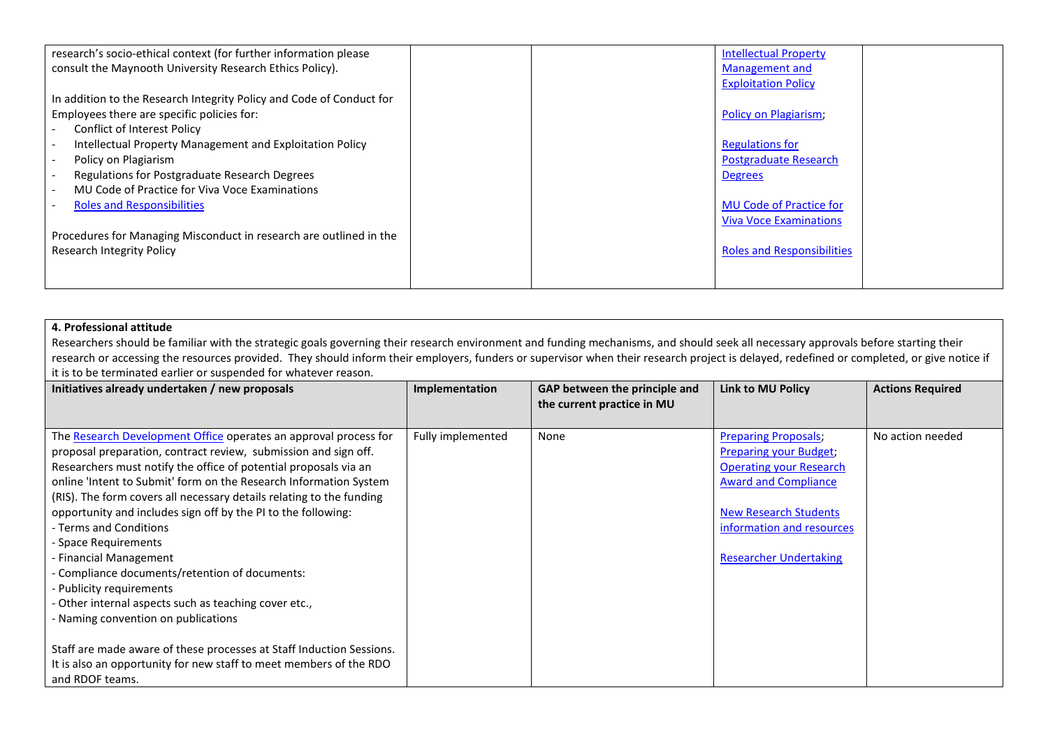| | | | | |
|---|---|---|---|---|
| research's socio-ethical context (for further information please consult the Maynooth University Research Ethics Policy).<br><br>In addition to the Research Integrity Policy and Code of Conduct for Employees there are specific policies for:<br>- Conflict of Interest Policy<br>- Intellectual Property Management and Exploitation Policy<br>- Policy on Plagiarism<br>- Regulations for Postgraduate Research Degrees<br>- MU Code of Practice for Viva Voce Examinations<br>- Roles and Responsibilities<br><br>Procedures for Managing Misconduct in research are outlined in the Research Integrity Policy | | | Intellectual Property Management and Exploitation Policy<br><br>Policy on Plagiarism;<br><br>Regulations for Postgraduate Research Degrees<br><br>MU Code of Practice for Viva Voce Examinations<br><br>Roles and Responsibilities | |

**4. Professional attitude**

Researchers should be familiar with the strategic goals governing their research environment and funding mechanisms, and should seek all necessary approvals before starting their research or accessing the resources provided. They should inform their employers, funders or supervisor when their research project is delayed, redefined or completed, or give notice if it is to be terminated earlier or suspended for whatever reason.

| Initiatives already undertaken / new proposals | Implementation | GAP between the principle and the current practice in MU | Link to MU Policy | Actions Required |
|---|---|---|---|---|
| The Research Development Office operates an approval process for proposal preparation, contract review, submission and sign off. Researchers must notify the office of potential proposals via an online 'Intent to Submit' form on the Research Information System (RIS). The form covers all necessary details relating to the funding opportunity and includes sign off by the PI to the following:<br>- Terms and Conditions<br>- Space Requirements<br>- Financial Management<br>- Compliance documents/retention of documents:<br>- Publicity requirements<br>- Other internal aspects such as teaching cover etc.,<br>- Naming convention on publications<br><br>Staff are made aware of these processes at Staff Induction Sessions. It is also an opportunity for new staff to meet members of the RDO and RDOF teams. | Fully implemented | None | Preparing Proposals; Preparing your Budget; Operating your Research Award and Compliance<br><br>New Research Students information and resources<br><br>Researcher Undertaking | No action needed |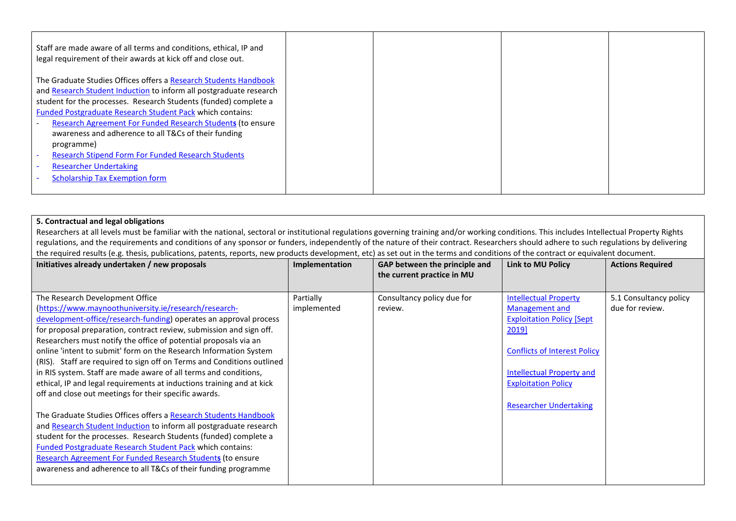| | | | | |
|---|---|---|---|---|
| Staff are made aware of all terms and conditions, ethical, IP and legal requirement of their awards at kick off and close out.<br><br>The Graduate Studies Offices offers a Research Students Handbook and Research Student Induction to inform all postgraduate research student for the processes. Research Students (funded) complete a Funded Postgraduate Research Student Pack which contains:<br>- Research Agreement For Funded Research Students (to ensure awareness and adherence to all T&Cs of their funding programme)<br>- Research Stipend Form For Funded Research Students<br>- Researcher Undertaking<br>- Scholarship Tax Exemption form | | | | |

**5. Contractual and legal obligations**

Researchers at all levels must be familiar with the national, sectoral or institutional regulations governing training and/or working conditions. This includes Intellectual Property Rights regulations, and the requirements and conditions of any sponsor or funders, independently of the nature of their contract. Researchers should adhere to such regulations by delivering the required results (e.g. thesis, publications, patents, reports, new products development, etc) as set out in the terms and conditions of the contract or equivalent document.

| Initiatives already undertaken / new proposals | Implementation | GAP between the principle and the current practice in MU | Link to MU Policy | Actions Required |
|---|---|---|---|---|
| The Research Development Office (https://www.maynoothuniversity.ie/research/research-development-office/research-funding) operates an approval process for proposal preparation, contract review, submission and sign off. Researchers must notify the office of potential proposals via an online 'intent to submit' form on the Research Information System (RIS). Staff are required to sign off on Terms and Conditions outlined in RIS system. Staff are made aware of all terms and conditions, ethical, IP and legal requirements at inductions training and at kick off and close out meetings for their specific awards.<br><br>The Graduate Studies Offices offers a Research Students Handbook and Research Student Induction to inform all postgraduate research student for the processes. Research Students (funded) complete a Funded Postgraduate Research Student Pack which contains: Research Agreement For Funded Research Students (to ensure awareness and adherence to all T&Cs of their funding programme | Partially implemented | Consultancy policy due for review. | Intellectual Property Management and Exploitation Policy [Sept 2019]<br><br>Conflicts of Interest Policy<br><br>Intellectual Property and Exploitation Policy<br><br>Researcher Undertaking | 5.1 Consultancy policy due for review. |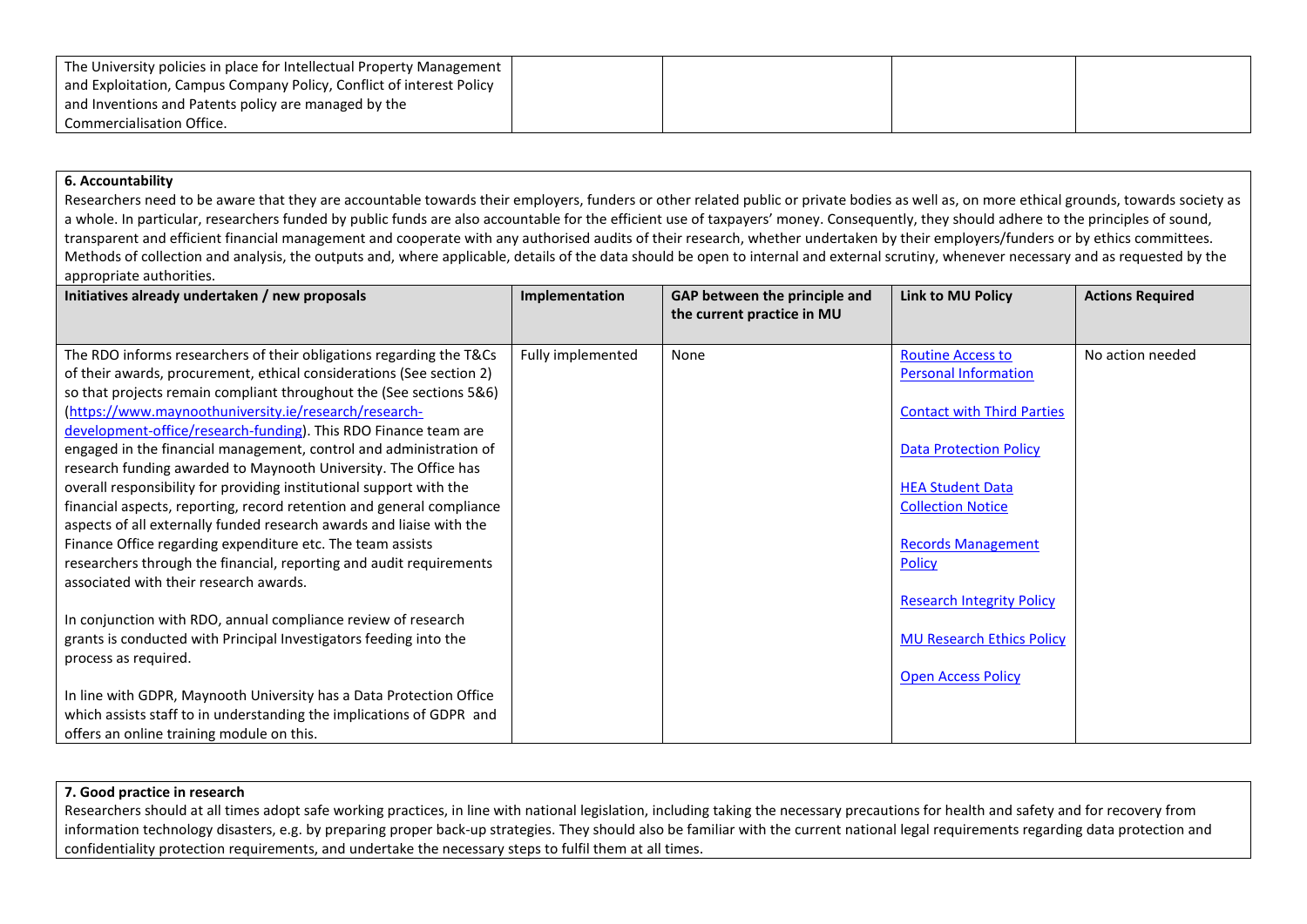| | | | | |
|---|---|---|---|---|
| The University policies in place for Intellectual Property Management and Exploitation, Campus Company Policy, Conflict of interest Policy and Inventions and Patents policy are managed by the Commercialisation Office. | | | | |

**6. Accountability**

Researchers need to be aware that they are accountable towards their employers, funders or other related public or private bodies as well as, on more ethical grounds, towards society as a whole. In particular, researchers funded by public funds are also accountable for the efficient use of taxpayers' money. Consequently, they should adhere to the principles of sound, transparent and efficient financial management and cooperate with any authorised audits of their research, whether undertaken by their employers/funders or by ethics committees. Methods of collection and analysis, the outputs and, where applicable, details of the data should be open to internal and external scrutiny, whenever necessary and as requested by the appropriate authorities.

| Initiatives already undertaken / new proposals | Implementation | GAP between the principle and the current practice in MU | Link to MU Policy | Actions Required |
|---|---|---|---|---|
| The RDO informs researchers of their obligations regarding the T&Cs of their awards, procurement, ethical considerations (See section 2) so that projects remain compliant throughout the (See sections 5&6) (https://www.maynoothuniversity.ie/research/research-development-office/research-funding). This RDO Finance team are engaged in the financial management, control and administration of research funding awarded to Maynooth University. The Office has overall responsibility for providing institutional support with the financial aspects, reporting, record retention and general compliance aspects of all externally funded research awards and liaise with the Finance Office regarding expenditure etc. The team assists researchers through the financial, reporting and audit requirements associated with their research awards.<br><br>In conjunction with RDO, annual compliance review of research grants is conducted with Principal Investigators feeding into the process as required.<br><br>In line with GDPR, Maynooth University has a Data Protection Office which assists staff to in understanding the implications of GDPR and offers an online training module on this. | Fully implemented | None | Routine Access to Personal Information<br><br>Contact with Third Parties<br><br>Data Protection Policy<br><br>HEA Student Data Collection Notice<br><br>Records Management Policy<br><br>Research Integrity Policy<br><br>MU Research Ethics Policy<br><br>Open Access Policy | No action needed |

**7. Good practice in research**

Researchers should at all times adopt safe working practices, in line with national legislation, including taking the necessary precautions for health and safety and for recovery from information technology disasters, e.g. by preparing proper back-up strategies. They should also be familiar with the current national legal requirements regarding data protection and confidentiality protection requirements, and undertake the necessary steps to fulfil them at all times.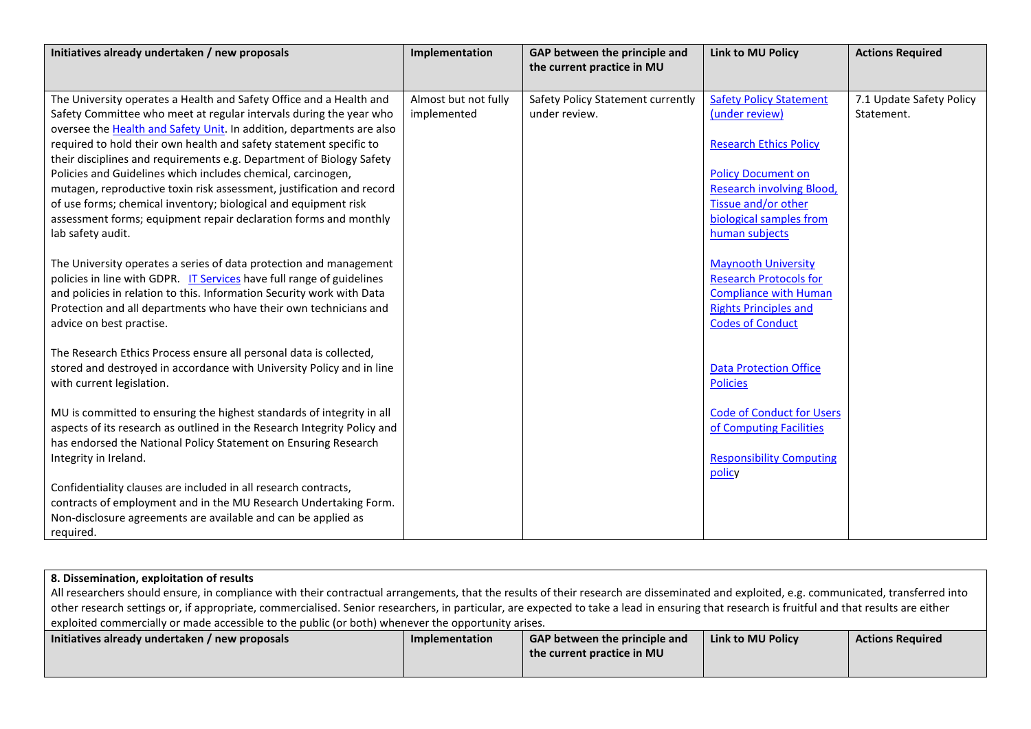| Initiatives already undertaken / new proposals | Implementation | GAP between the principle and the current practice in MU | Link to MU Policy | Actions Required |
|---|---|---|---|---|
| The University operates a Health and Safety Office and a Health and Safety Committee who meet at regular intervals during the year who oversee the Health and Safety Unit. In addition, departments are also required to hold their own health and safety statement specific to their disciplines and requirements e.g. Department of Biology Safety Policies and Guidelines which includes chemical, carcinogen, mutagen, reproductive toxin risk assessment, justification and record of use forms; chemical inventory; biological and equipment risk assessment forms; equipment repair declaration forms and monthly lab safety audit.<br><br>The University operates a series of data protection and management policies in line with GDPR. IT Services have full range of guidelines and policies in relation to this. Information Security work with Data Protection and all departments who have their own technicians and advice on best practise.<br><br>The Research Ethics Process ensure all personal data is collected, stored and destroyed in accordance with University Policy and in line with current legislation.<br><br>MU is committed to ensuring the highest standards of integrity in all aspects of its research as outlined in the Research Integrity Policy and has endorsed the National Policy Statement on Ensuring Research Integrity in Ireland.<br><br>Confidentiality clauses are included in all research contracts, contracts of employment and in the MU Research Undertaking Form. Non-disclosure agreements are available and can be applied as required. | Almost but not fully implemented | Safety Policy Statement currently under review. | Safety Policy Statement (under review)<br><br>Research Ethics Policy<br><br>Policy Document on Research involving Blood, Tissue and/or other biological samples from human subjects<br><br>Maynooth University Research Protocols for Compliance with Human Rights Principles and Codes of Conduct<br><br>Data Protection Office Policies<br><br>Code of Conduct for Users of Computing Facilities<br><br>Responsibility Computing policy | 7.1 Update Safety Policy Statement. |

**8. Dissemination, exploitation of results**

All researchers should ensure, in compliance with their contractual arrangements, that the results of their research are disseminated and exploited, e.g. communicated, transferred into other research settings or, if appropriate, commercialised. Senior researchers, in particular, are expected to take a lead in ensuring that research is fruitful and that results are either exploited commercially or made accessible to the public (or both) whenever the opportunity arises.

| Initiatives already undertaken / new proposals | Implementation | GAP between the principle and the current practice in MU | Link to MU Policy | Actions Required |
|---|---|---|---|---|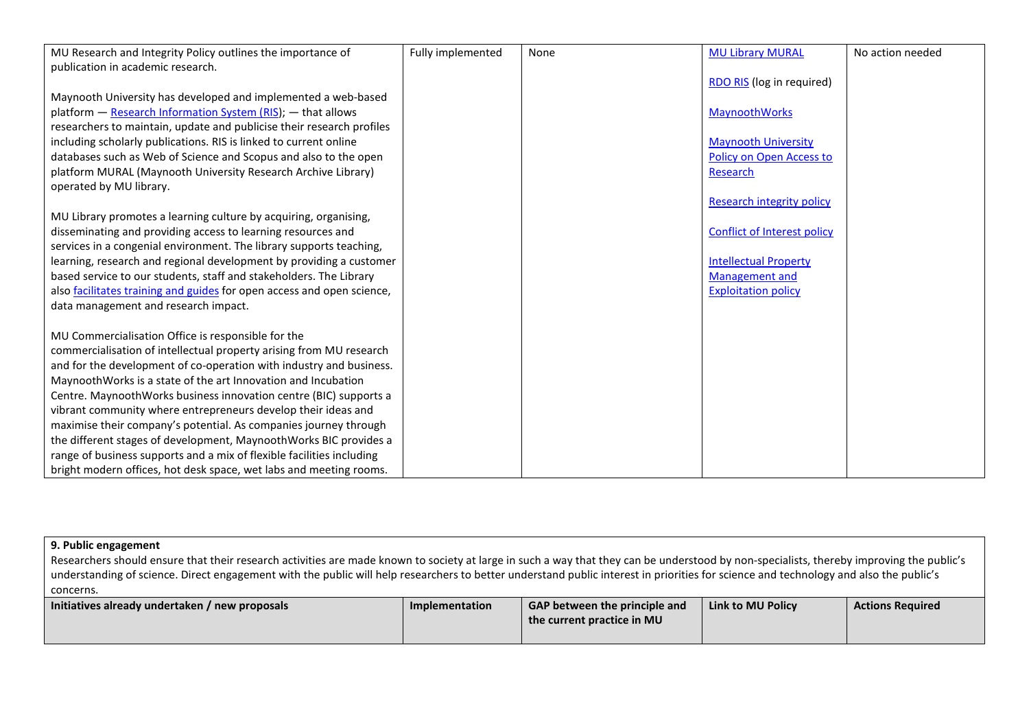| | | | | |
|---|---|---|---|---|
| MU Research and Integrity Policy outlines the importance of publication in academic research.<br><br>Maynooth University has developed and implemented a web-based platform — Research Information System (RIS); — that allows researchers to maintain, update and publicise their research profiles including scholarly publications. RIS is linked to current online databases such as Web of Science and Scopus and also to the open platform MURAL (Maynooth University Research Archive Library) operated by MU library.<br><br>MU Library promotes a learning culture by acquiring, organising, disseminating and providing access to learning resources and services in a congenial environment. The library supports teaching, learning, research and regional development by providing a customer based service to our students, staff and stakeholders. The Library also facilitates training and guides for open access and open science, data management and research impact.<br><br>MU Commercialisation Office is responsible for the commercialisation of intellectual property arising from MU research and for the development of co-operation with industry and business. MaynoothWorks is a state of the art Innovation and Incubation Centre. MaynoothWorks business innovation centre (BIC) supports a vibrant community where entrepreneurs develop their ideas and maximise their company's potential. As companies journey through the different stages of development, MaynoothWorks BIC provides a range of business supports and a mix of flexible facilities including bright modern offices, hot desk space, wet labs and meeting rooms. | Fully implemented | None | MU Library MURAL<br><br>RDO RIS (log in required)<br><br>MaynoothWorks<br><br>Maynooth University Policy on Open Access to Research<br><br>Research integrity policy<br><br>Conflict of Interest policy<br><br>Intellectual Property Management and Exploitation policy | No action needed |

**9. Public engagement**

Researchers should ensure that their research activities are made known to society at large in such a way that they can be understood by non-specialists, thereby improving the public's understanding of science. Direct engagement with the public will help researchers to better understand public interest in priorities for science and technology and also the public's concerns.

| Initiatives already undertaken / new proposals | Implementation | GAP between the principle and the current practice in MU | Link to MU Policy | Actions Required |
|---|---|---|---|---|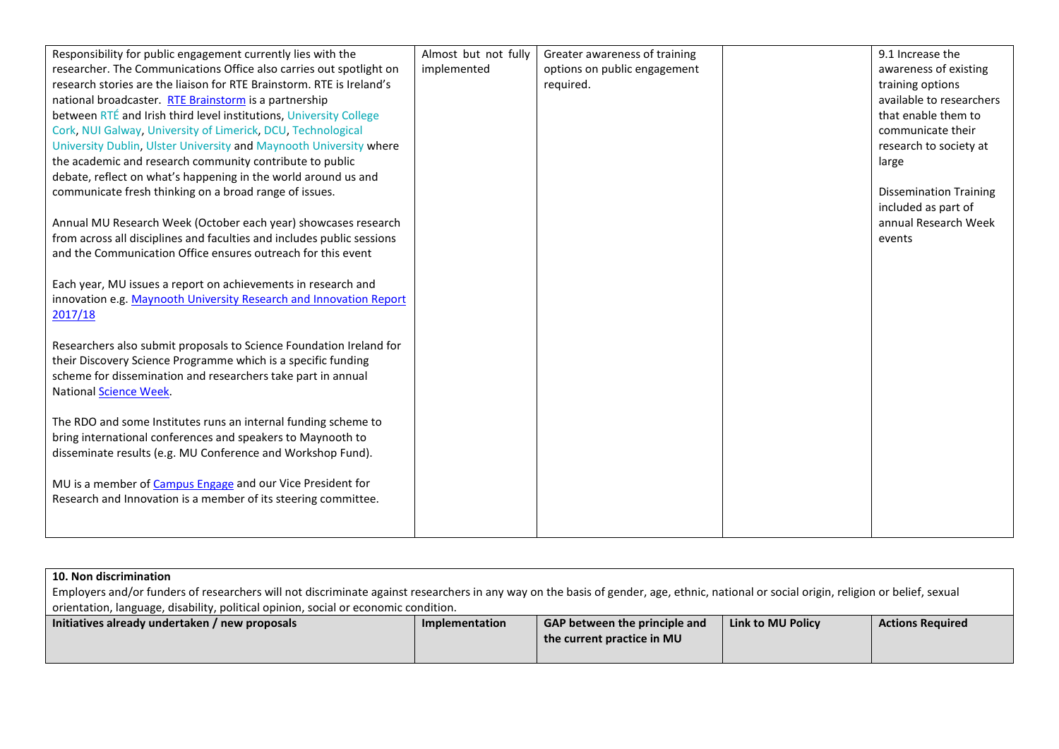| | | | | |
|---|---|---|---|---|
| Responsibility for public engagement currently lies with the researcher. The Communications Office also carries out spotlight on research stories are the liaison for RTE Brainstorm. RTE is Ireland's national broadcaster. RTE Brainstorm is a partnership between RTÉ and Irish third level institutions, University College Cork, NUI Galway, University of Limerick, DCU, Technological University Dublin, Ulster University and Maynooth University where the academic and research community contribute to public debate, reflect on what's happening in the world around us and communicate fresh thinking on a broad range of issues.<br><br>Annual MU Research Week (October each year) showcases research from across all disciplines and faculties and includes public sessions and the Communication Office ensures outreach for this event<br><br>Each year, MU issues a report on achievements in research and innovation e.g. Maynooth University Research and Innovation Report 2017/18<br><br>Researchers also submit proposals to Science Foundation Ireland for their Discovery Science Programme which is a specific funding scheme for dissemination and researchers take part in annual National Science Week.<br><br>The RDO and some Institutes runs an internal funding scheme to bring international conferences and speakers to Maynooth to disseminate results (e.g. MU Conference and Workshop Fund).<br><br>MU is a member of Campus Engage and our Vice President for Research and Innovation is a member of its steering committee. | Almost but not fully implemented | Greater awareness of training options on public engagement required. | | 9.1 Increase the awareness of existing training options available to researchers that enable them to communicate their research to society at large<br><br>Dissemination Training included as part of annual Research Week events |

**10. Non discrimination**

Employers and/or funders of researchers will not discriminate against researchers in any way on the basis of gender, age, ethnic, national or social origin, religion or belief, sexual orientation, language, disability, political opinion, social or economic condition.

| Initiatives already undertaken / new proposals | Implementation | GAP between the principle and the current practice in MU | Link to MU Policy | Actions Required |
|---|---|---|---|---|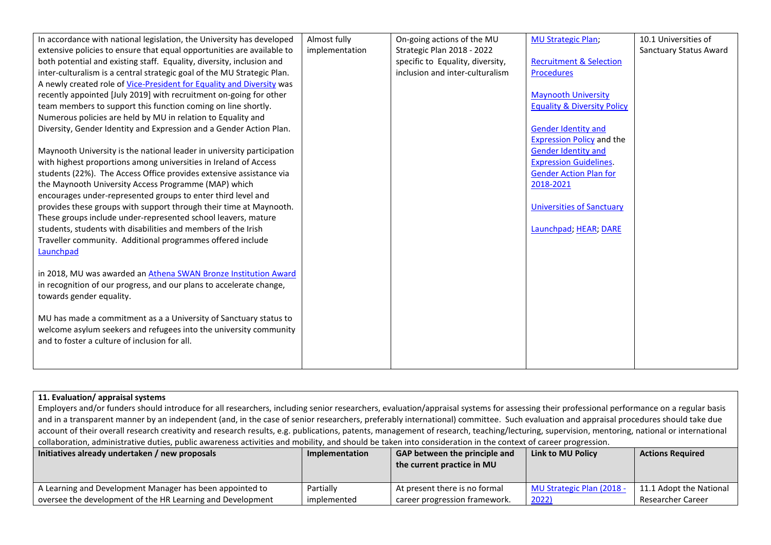| | | | | |
|---|---|---|---|---|
| In accordance with national legislation, the University has developed extensive policies to ensure that equal opportunities are available to both potential and existing staff. Equality, diversity, inclusion and inter-culturalism is a central strategic goal of the MU Strategic Plan. A newly created role of Vice-President for Equality and Diversity was recently appointed [July 2019] with recruitment on-going for other team members to support this function coming on line shortly. Numerous policies are held by MU in relation to Equality and Diversity, Gender Identity and Expression and a Gender Action Plan.<br><br>Maynooth University is the national leader in university participation with highest proportions among universities in Ireland of Access students (22%). The Access Office provides extensive assistance via the Maynooth University Access Programme (MAP) which encourages under-represented groups to enter third level and provides these groups with support through their time at Maynooth. These groups include under-represented school leavers, mature students, students with disabilities and members of the Irish Traveller community. Additional programmes offered include Launchpad<br><br>in 2018, MU was awarded an Athena SWAN Bronze Institution Award in recognition of our progress, and our plans to accelerate change, towards gender equality.<br><br>MU has made a commitment as a a University of Sanctuary status to welcome asylum seekers and refugees into the university community and to foster a culture of inclusion for all. | Almost fully implementation | On-going actions of the MU Strategic Plan 2018 - 2022 specific to Equality, diversity, inclusion and inter-culturalism | MU Strategic Plan;<br><br>Recruitment & Selection Procedures<br><br>Maynooth University Equality & Diversity Policy<br><br>Gender Identity and Expression Policy and the Gender Identity and Expression Guidelines. Gender Action Plan for 2018-2021<br><br>Universities of Sanctuary<br><br>Launchpad; HEAR; DARE | 10.1 Universities of Sanctuary Status Award |

**11. Evaluation/ appraisal systems**

Employers and/or funders should introduce for all researchers, including senior researchers, evaluation/appraisal systems for assessing their professional performance on a regular basis and in a transparent manner by an independent (and, in the case of senior researchers, preferably international) committee. Such evaluation and appraisal procedures should take due account of their overall research creativity and research results, e.g. publications, patents, management of research, teaching/lecturing, supervision, mentoring, national or international collaboration, administrative duties, public awareness activities and mobility, and should be taken into consideration in the context of career progression.

| Initiatives already undertaken / new proposals | Implementation | GAP between the principle and the current practice in MU | Link to MU Policy | Actions Required |
|---|---|---|---|---|
| A Learning and Development Manager has been appointed to oversee the development of the HR Learning and Development | Partially implemented | At present there is no formal career progression framework. | MU Strategic Plan (2018 - 2022) | 11.1 Adopt the National Researcher Career |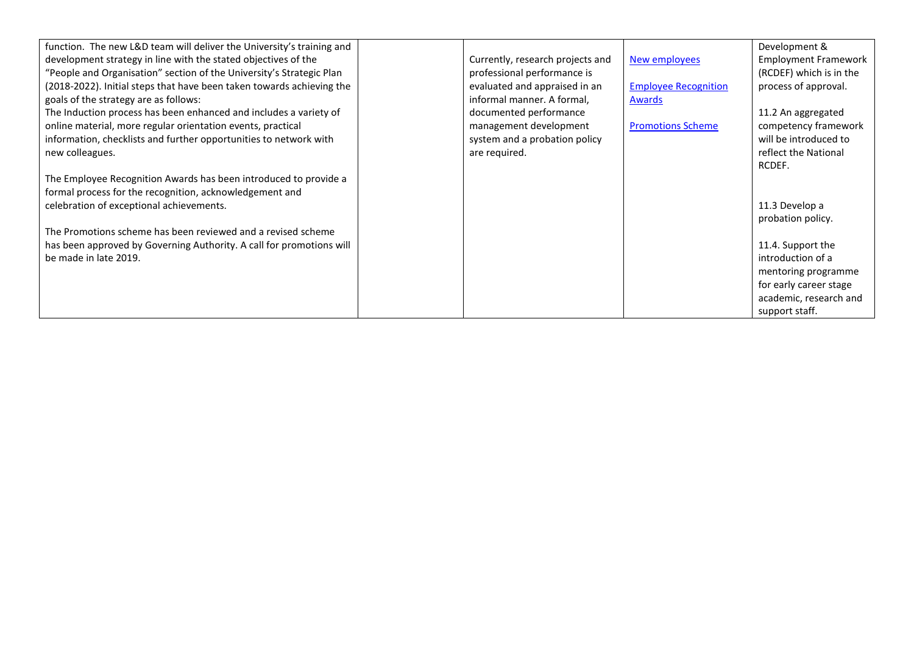| | | | | |
|---|---|---|---|---|
| function. The new L&D team will deliver the University's training and development strategy in line with the stated objectives of the "People and Organisation" section of the University's Strategic Plan (2018-2022). Initial steps that have been taken towards achieving the goals of the strategy are as follows:<br>The Induction process has been enhanced and includes a variety of online material, more regular orientation events, practical information, checklists and further opportunities to network with new colleagues.<br><br>The Employee Recognition Awards has been introduced to provide a formal process for the recognition, acknowledgement and celebration of exceptional achievements.<br><br>The Promotions scheme has been reviewed and a revised scheme has been approved by Governing Authority. A call for promotions will be made in late 2019. | | Currently, research projects and professional performance is evaluated and appraised in an informal manner. A formal, documented performance management development system and a probation policy are required. | New employees<br><br>Employee Recognition Awards<br><br>Promotions Scheme | Development & Employment Framework (RCDEF) which is in the process of approval.<br><br>11.2 An aggregated competency framework will be introduced to reflect the National RCDEF.<br><br>11.3 Develop a probation policy.<br><br>11.4. Support the introduction of a mentoring programme for early career stage academic, research and support staff. |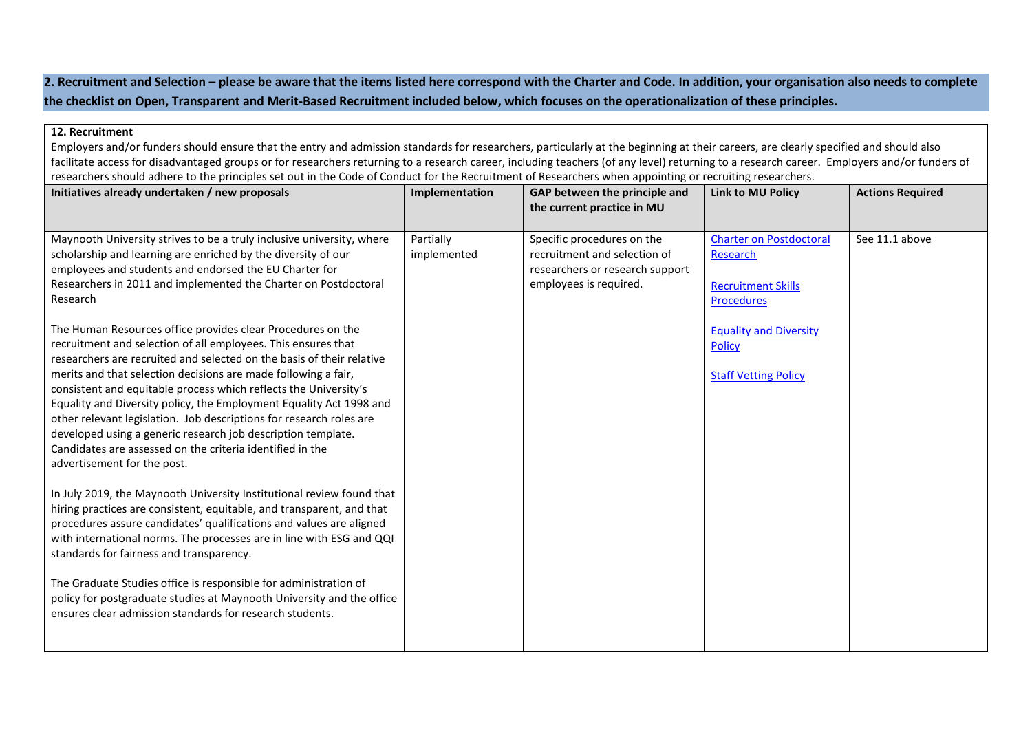**2. Recruitment and Selection – please be aware that the items listed here correspond with the Charter and Code. In addition, your organisation also needs to complete the checklist on Open, Transparent and Merit-Based Recruitment included below, which focuses on the operationalization of these principles.**

**12. Recruitment**

Employers and/or funders should ensure that the entry and admission standards for researchers, particularly at the beginning at their careers, are clearly specified and should also facilitate access for disadvantaged groups or for researchers returning to a research career, including teachers (of any level) returning to a research career. Employers and/or funders of researchers should adhere to the principles set out in the Code of Conduct for the Recruitment of Researchers when appointing or recruiting researchers.

| Initiatives already undertaken / new proposals | Implementation | GAP between the principle and the current practice in MU | Link to MU Policy | Actions Required |
|---|---|---|---|---|
| Maynooth University strives to be a truly inclusive university, where scholarship and learning are enriched by the diversity of our employees and students and endorsed the EU Charter for Researchers in 2011 and implemented the Charter on Postdoctoral Research<br><br>The Human Resources office provides clear Procedures on the recruitment and selection of all employees. This ensures that researchers are recruited and selected on the basis of their relative merits and that selection decisions are made following a fair, consistent and equitable process which reflects the University's Equality and Diversity policy, the Employment Equality Act 1998 and other relevant legislation. Job descriptions for research roles are developed using a generic research job description template. Candidates are assessed on the criteria identified in the advertisement for the post.<br><br>In July 2019, the Maynooth University Institutional review found that hiring practices are consistent, equitable, and transparent, and that procedures assure candidates' qualifications and values are aligned with international norms. The processes are in line with ESG and QQI standards for fairness and transparency.<br><br>The Graduate Studies office is responsible for administration of policy for postgraduate studies at Maynooth University and the office ensures clear admission standards for research students. | Partially implemented | Specific procedures on the recruitment and selection of researchers or research support employees is required. | Charter on Postdoctoral Research<br><br>Recruitment Skills Procedures<br><br>Equality and Diversity Policy<br><br>Staff Vetting Policy | See 11.1 above |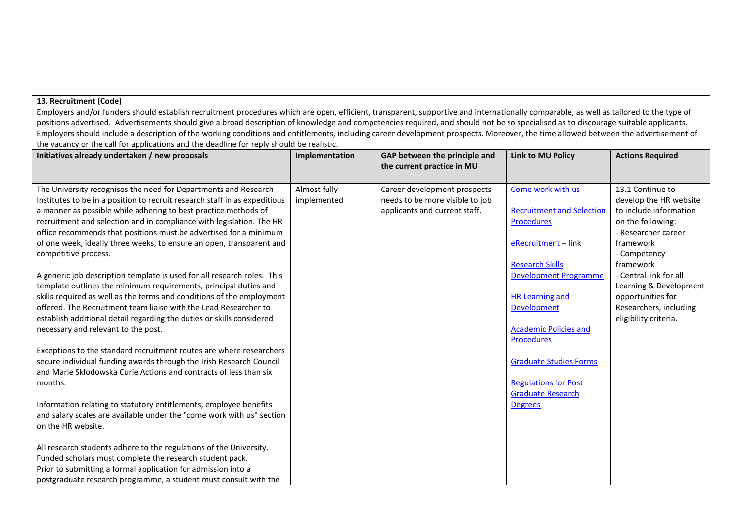**13. Recruitment (Code)**

Employers and/or funders should establish recruitment procedures which are open, efficient, transparent, supportive and internationally comparable, as well as tailored to the type of positions advertised. Advertisements should give a broad description of knowledge and competencies required, and should not be so specialised as to discourage suitable applicants. Employers should include a description of the working conditions and entitlements, including career development prospects. Moreover, the time allowed between the advertisement of the vacancy or the call for applications and the deadline for reply should be realistic.

| Initiatives already undertaken / new proposals | Implementation | GAP between the principle and the current practice in MU | Link to MU Policy | Actions Required |
|---|---|---|---|---|
| The University recognises the need for Departments and Research Institutes to be in a position to recruit research staff in as expeditious a manner as possible while adhering to best practice methods of recruitment and selection and in compliance with legislation. The HR office recommends that positions must be advertised for a minimum of one week, ideally three weeks, to ensure an open, transparent and competitive process.<br><br>A generic job description template is used for all research roles. This template outlines the minimum requirements, principal duties and skills required as well as the terms and conditions of the employment offered. The Recruitment team liaise with the Lead Researcher to establish additional detail regarding the duties or skills considered necessary and relevant to the post.<br><br>Exceptions to the standard recruitment routes are where researchers secure individual funding awards through the Irish Research Council and Marie Skłodowska Curie Actions and contracts of less than six months.<br><br>Information relating to statutory entitlements, employee benefits and salary scales are available under the "come work with us" section on the HR website.<br><br>All research students adhere to the regulations of the University. Funded scholars must complete the research student pack.<br>Prior to submitting a formal application for admission into a postgraduate research programme, a student must consult with the | Almost fully implemented | Career development prospects needs to be more visible to job applicants and current staff. | Come work with us<br><br>Recruitment and Selection Procedures<br><br>eRecruitment – link<br><br>Research Skills Development Programme<br><br>HR Learning and Development<br><br>Academic Policies and Procedures<br><br>Graduate Studies Forms<br><br>Regulations for Post Graduate Research Degrees | 13.1 Continue to develop the HR website to include information on the following:<br>- Researcher career framework<br>- Competency framework<br>- Central link for all Learning & Development opportunities for Researchers, including eligibility criteria. |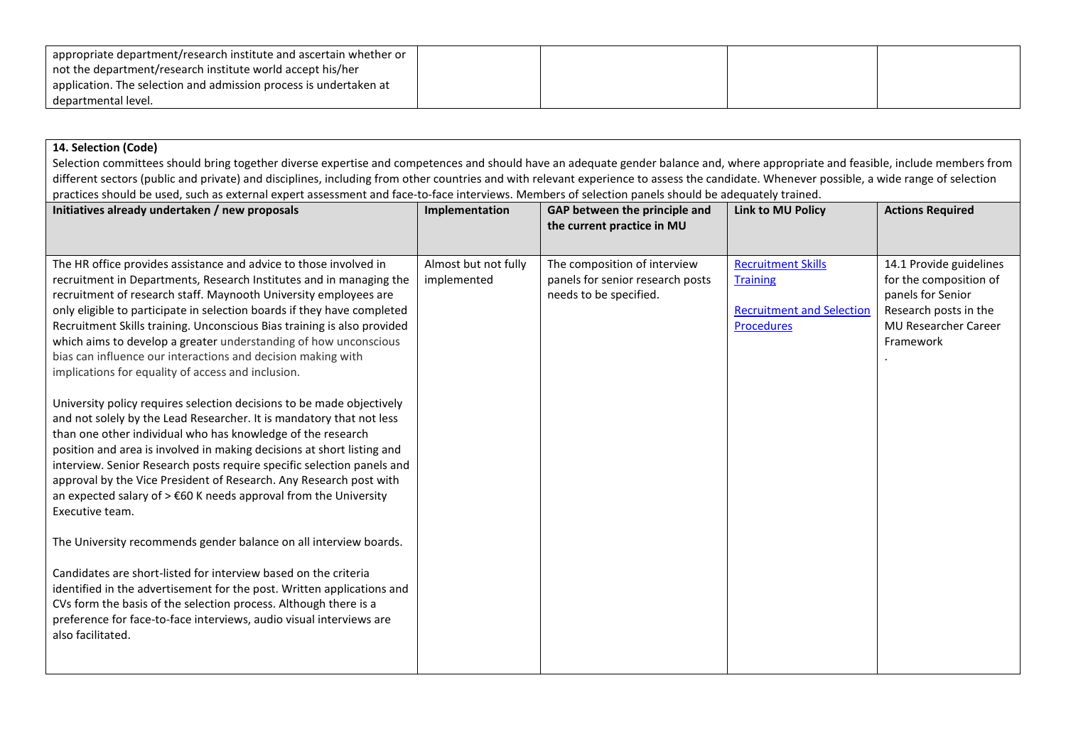| | | | | |
|---|---|---|---|---|
| appropriate department/research institute and ascertain whether or not the department/research institute world accept his/her application. The selection and admission process is undertaken at departmental level. | | | | |

**14. Selection (Code)**

Selection committees should bring together diverse expertise and competences and should have an adequate gender balance and, where appropriate and feasible, include members from different sectors (public and private) and disciplines, including from other countries and with relevant experience to assess the candidate. Whenever possible, a wide range of selection practices should be used, such as external expert assessment and face-to-face interviews. Members of selection panels should be adequately trained.

| Initiatives already undertaken / new proposals | Implementation | GAP between the principle and the current practice in MU | Link to MU Policy | Actions Required |
|---|---|---|---|---|
| The HR office provides assistance and advice to those involved in recruitment in Departments, Research Institutes and in managing the recruitment of research staff. Maynooth University employees are only eligible to participate in selection boards if they have completed Recruitment Skills training. Unconscious Bias training is also provided which aims to develop a greater understanding of how unconscious bias can influence our interactions and decision making with implications for equality of access and inclusion.<br><br>University policy requires selection decisions to be made objectively and not solely by the Lead Researcher. It is mandatory that not less than one other individual who has knowledge of the research position and area is involved in making decisions at short listing and interview. Senior Research posts require specific selection panels and approval by the Vice President of Research. Any Research post with an expected salary of > €60 K needs approval from the University Executive team.<br><br>The University recommends gender balance on all interview boards.<br><br>Candidates are short-listed for interview based on the criteria identified in the advertisement for the post. Written applications and CVs form the basis of the selection process. Although there is a preference for face-to-face interviews, audio visual interviews are also facilitated. | Almost but not fully implemented | The composition of interview panels for senior research posts needs to be specified. | Recruitment Skills Training<br><br>Recruitment and Selection Procedures | 14.1 Provide guidelines for the composition of panels for Senior Research posts in the MU Researcher Career Framework<br>. |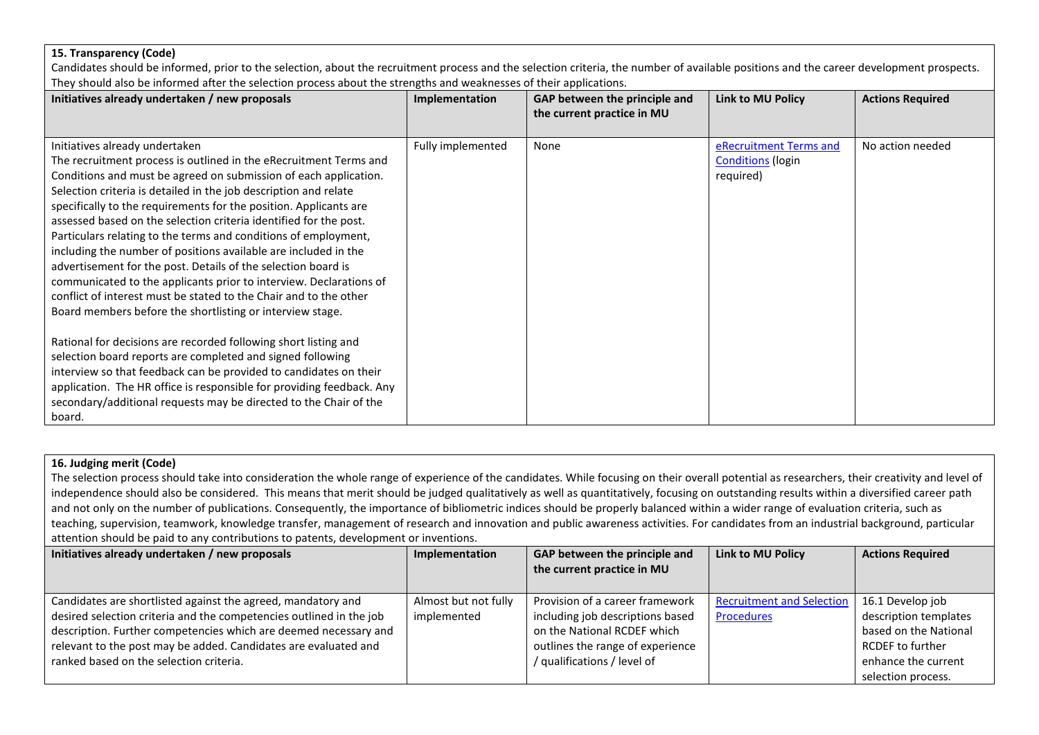**15. Transparency (Code)**

Candidates should be informed, prior to the selection, about the recruitment process and the selection criteria, the number of available positions and the career development prospects. They should also be informed after the selection process about the strengths and weaknesses of their applications.

| Initiatives already undertaken / new proposals | Implementation | GAP between the principle and the current practice in MU | Link to MU Policy | Actions Required |
|---|---|---|---|---|
| Initiatives already undertaken<br>The recruitment process is outlined in the eRecruitment Terms and Conditions and must be agreed on submission of each application. Selection criteria is detailed in the job description and relate specifically to the requirements for the position. Applicants are assessed based on the selection criteria identified for the post. Particulars relating to the terms and conditions of employment, including the number of positions available are included in the advertisement for the post. Details of the selection board is communicated to the applicants prior to interview. Declarations of conflict of interest must be stated to the Chair and to the other Board members before the shortlisting or interview stage.<br><br>Rational for decisions are recorded following short listing and selection board reports are completed and signed following interview so that feedback can be provided to candidates on their application. The HR office is responsible for providing feedback. Any secondary/additional requests may be directed to the Chair of the board. | Fully implemented | None | eRecruitment Terms and Conditions (login required) | No action needed |

**16. Judging merit (Code)**

The selection process should take into consideration the whole range of experience of the candidates. While focusing on their overall potential as researchers, their creativity and level of independence should also be considered. This means that merit should be judged qualitatively as well as quantitatively, focusing on outstanding results within a diversified career path and not only on the number of publications. Consequently, the importance of bibliometric indices should be properly balanced within a wider range of evaluation criteria, such as teaching, supervision, teamwork, knowledge transfer, management of research and innovation and public awareness activities. For candidates from an industrial background, particular attention should be paid to any contributions to patents, development or inventions.

| Initiatives already undertaken / new proposals | Implementation | GAP between the principle and the current practice in MU | Link to MU Policy | Actions Required |
|---|---|---|---|---|
| Candidates are shortlisted against the agreed, mandatory and desired selection criteria and the competencies outlined in the job description. Further competencies which are deemed necessary and relevant to the post may be added. Candidates are evaluated and ranked based on the selection criteria. | Almost but not fully implemented | Provision of a career framework including job descriptions based on the National RCDEF which outlines the range of experience / qualifications / level of | Recruitment and Selection Procedures | 16.1 Develop job description templates based on the National RCDEF to further enhance the current selection process. |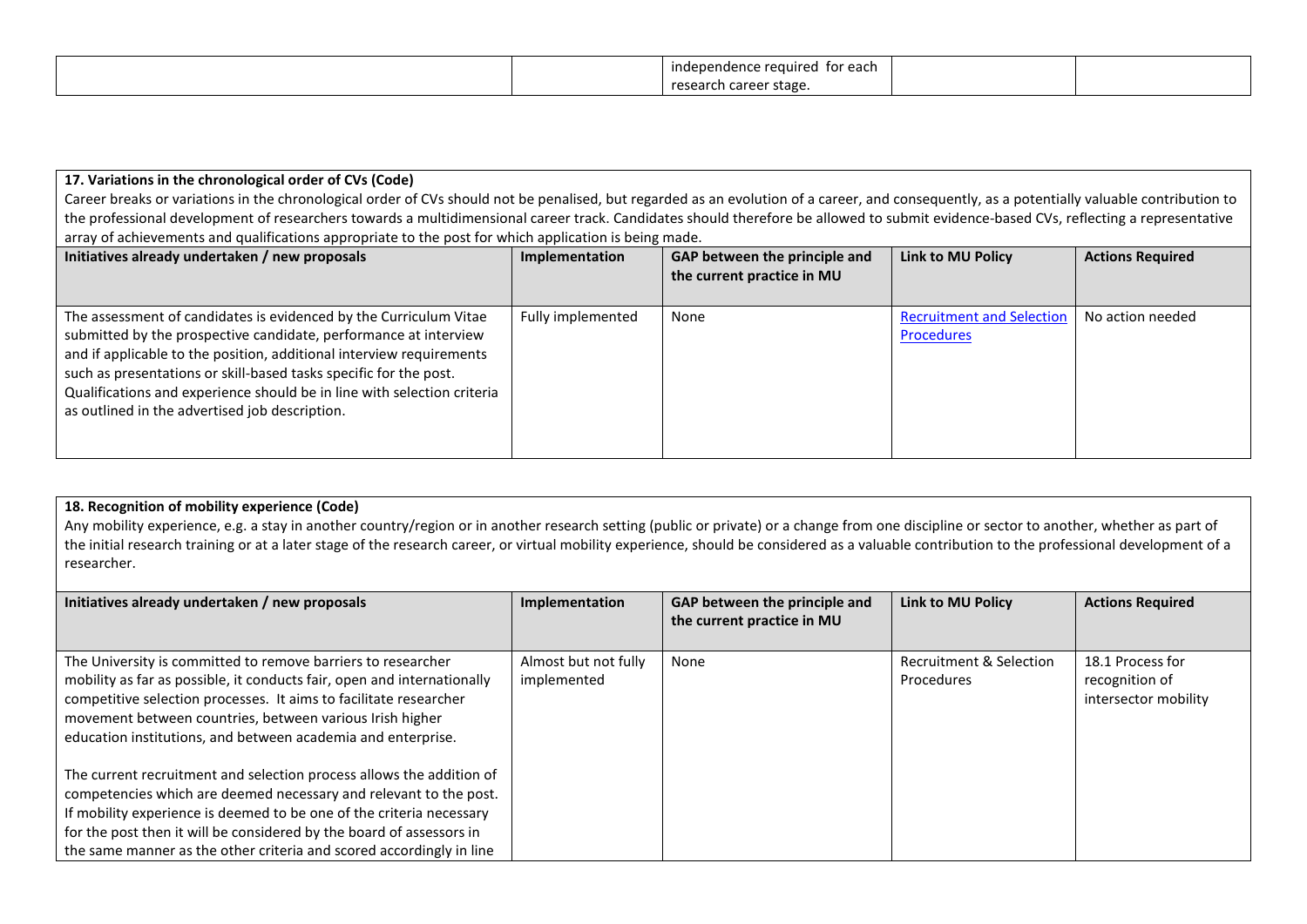| | | independence required for each research career stage. | | |
|---|---|---|---|---|

**17. Variations in the chronological order of CVs (Code)**

Career breaks or variations in the chronological order of CVs should not be penalised, but regarded as an evolution of a career, and consequently, as a potentially valuable contribution to the professional development of researchers towards a multidimensional career track. Candidates should therefore be allowed to submit evidence-based CVs, reflecting a representative array of achievements and qualifications appropriate to the post for which application is being made.

| Initiatives already undertaken / new proposals | Implementation | GAP between the principle and the current practice in MU | Link to MU Policy | Actions Required |
|---|---|---|---|---|
| The assessment of candidates is evidenced by the Curriculum Vitae submitted by the prospective candidate, performance at interview and if applicable to the position, additional interview requirements such as presentations or skill-based tasks specific for the post. Qualifications and experience should be in line with selection criteria as outlined in the advertised job description. | Fully implemented | None | Recruitment and Selection Procedures | No action needed |

**18. Recognition of mobility experience (Code)**

Any mobility experience, e.g. a stay in another country/region or in another research setting (public or private) or a change from one discipline or sector to another, whether as part of the initial research training or at a later stage of the research career, or virtual mobility experience, should be considered as a valuable contribution to the professional development of a researcher.

| Initiatives already undertaken / new proposals | Implementation | GAP between the principle and the current practice in MU | Link to MU Policy | Actions Required |
|---|---|---|---|---|
| The University is committed to remove barriers to researcher mobility as far as possible, it conducts fair, open and internationally competitive selection processes. It aims to facilitate researcher movement between countries, between various Irish higher education institutions, and between academia and enterprise.<br><br>The current recruitment and selection process allows the addition of competencies which are deemed necessary and relevant to the post. If mobility experience is deemed to be one of the criteria necessary for the post then it will be considered by the board of assessors in the same manner as the other criteria and scored accordingly in line | Almost but not fully implemented | None | Recruitment & Selection Procedures | 18.1 Process for recognition of intersector mobility |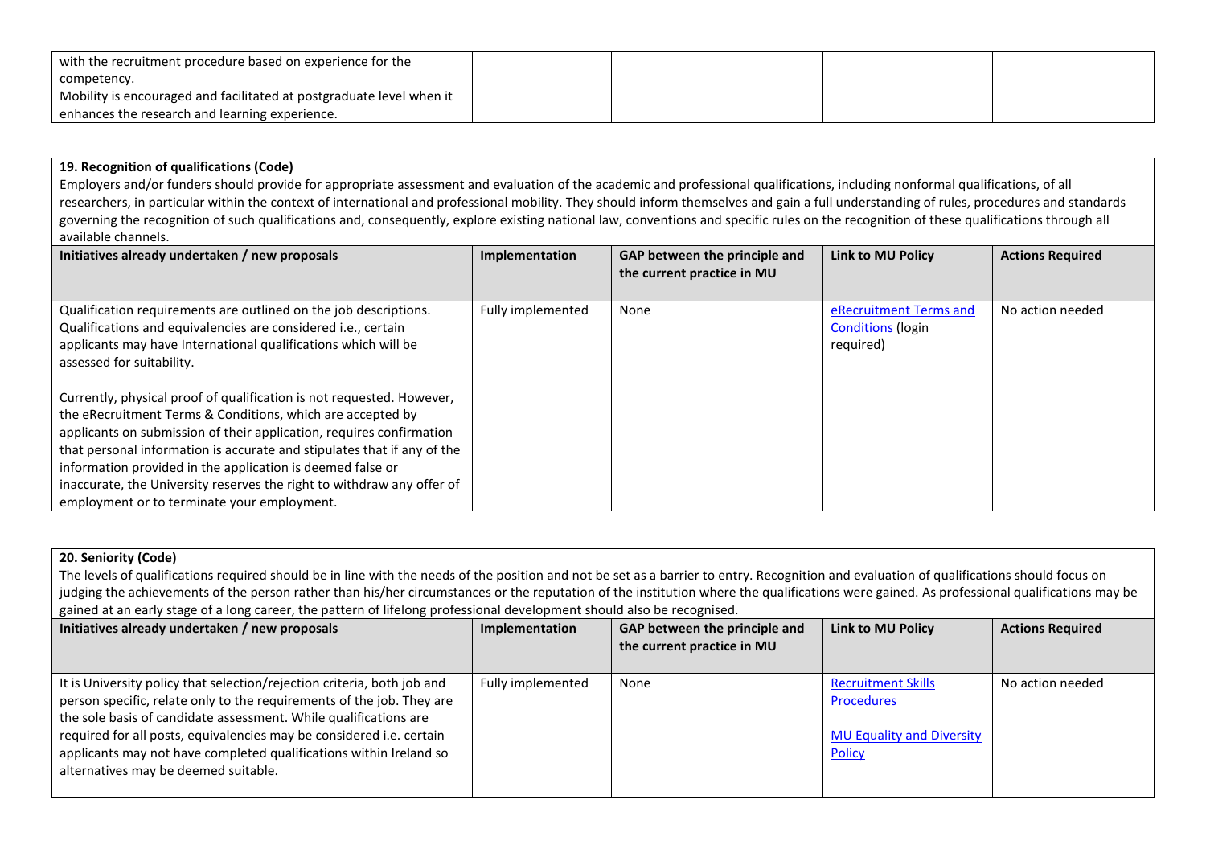| | | | | |
|---|---|---|---|---|
| with the recruitment procedure based on experience for the competency. Mobility is encouraged and facilitated at postgraduate level when it enhances the research and learning experience. | | | | |

**19. Recognition of qualifications (Code)**

Employers and/or funders should provide for appropriate assessment and evaluation of the academic and professional qualifications, including nonformal qualifications, of all researchers, in particular within the context of international and professional mobility. They should inform themselves and gain a full understanding of rules, procedures and standards governing the recognition of such qualifications and, consequently, explore existing national law, conventions and specific rules on the recognition of these qualifications through all available channels.

| Initiatives already undertaken / new proposals | Implementation | GAP between the principle and the current practice in MU | Link to MU Policy | Actions Required |
|---|---|---|---|---|
| Qualification requirements are outlined on the job descriptions. Qualifications and equivalencies are considered i.e., certain applicants may have International qualifications which will be assessed for suitability.<br><br>Currently, physical proof of qualification is not requested. However, the eRecruitment Terms & Conditions, which are accepted by applicants on submission of their application, requires confirmation that personal information is accurate and stipulates that if any of the information provided in the application is deemed false or inaccurate, the University reserves the right to withdraw any offer of employment or to terminate your employment. | Fully implemented | None | eRecruitment Terms and Conditions (login required) | No action needed |

**20. Seniority (Code)**

The levels of qualifications required should be in line with the needs of the position and not be set as a barrier to entry. Recognition and evaluation of qualifications should focus on judging the achievements of the person rather than his/her circumstances or the reputation of the institution where the qualifications were gained. As professional qualifications may be gained at an early stage of a long career, the pattern of lifelong professional development should also be recognised.

| Initiatives already undertaken / new proposals | Implementation | GAP between the principle and the current practice in MU | Link to MU Policy | Actions Required |
|---|---|---|---|---|
| It is University policy that selection/rejection criteria, both job and person specific, relate only to the requirements of the job. They are the sole basis of candidate assessment. While qualifications are required for all posts, equivalencies may be considered i.e. certain applicants may not have completed qualifications within Ireland so alternatives may be deemed suitable. | Fully implemented | None | Recruitment Skills Procedures<br><br>MU Equality and Diversity Policy | No action needed |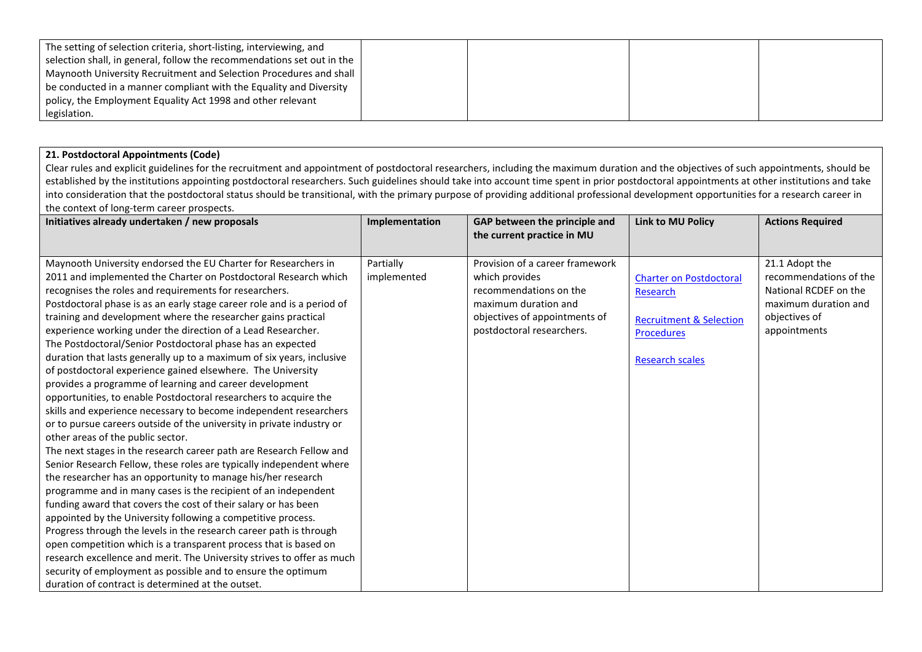| | | | | |
|---|---|---|---|---|
| The setting of selection criteria, short-listing, interviewing, and selection shall, in general, follow the recommendations set out in the Maynooth University Recruitment and Selection Procedures and shall be conducted in a manner compliant with the Equality and Diversity policy, the Employment Equality Act 1998 and other relevant legislation. | | | | |

**21. Postdoctoral Appointments (Code)**

Clear rules and explicit guidelines for the recruitment and appointment of postdoctoral researchers, including the maximum duration and the objectives of such appointments, should be established by the institutions appointing postdoctoral researchers. Such guidelines should take into account time spent in prior postdoctoral appointments at other institutions and take into consideration that the postdoctoral status should be transitional, with the primary purpose of providing additional professional development opportunities for a research career in the context of long-term career prospects.

| Initiatives already undertaken / new proposals | Implementation | GAP between the principle and the current practice in MU | Link to MU Policy | Actions Required |
|---|---|---|---|---|
| Maynooth University endorsed the EU Charter for Researchers in 2011 and implemented the Charter on Postdoctoral Research which recognises the roles and requirements for researchers.<br>Postdoctoral phase is as an early stage career role and is a period of training and development where the researcher gains practical experience working under the direction of a Lead Researcher.<br>The Postdoctoral/Senior Postdoctoral phase has an expected duration that lasts generally up to a maximum of six years, inclusive of postdoctoral experience gained elsewhere. The University provides a programme of learning and career development opportunities, to enable Postdoctoral researchers to acquire the skills and experience necessary to become independent researchers or to pursue careers outside of the university in private industry or other areas of the public sector.<br>The next stages in the research career path are Research Fellow and Senior Research Fellow, these roles are typically independent where the researcher has an opportunity to manage his/her research programme and in many cases is the recipient of an independent funding award that covers the cost of their salary or has been appointed by the University following a competitive process.<br>Progress through the levels in the research career path is through open competition which is a transparent process that is based on research excellence and merit. The University strives to offer as much security of employment as possible and to ensure the optimum duration of contract is determined at the outset. | Partially implemented | Provision of a career framework which provides recommendations on the maximum duration and objectives of appointments of postdoctoral researchers. | Charter on Postdoctoral Research<br><br>Recruitment & Selection Procedures<br><br>Research scales | 21.1 Adopt the recommendations of the National RCDEF on the maximum duration and objectives of appointments |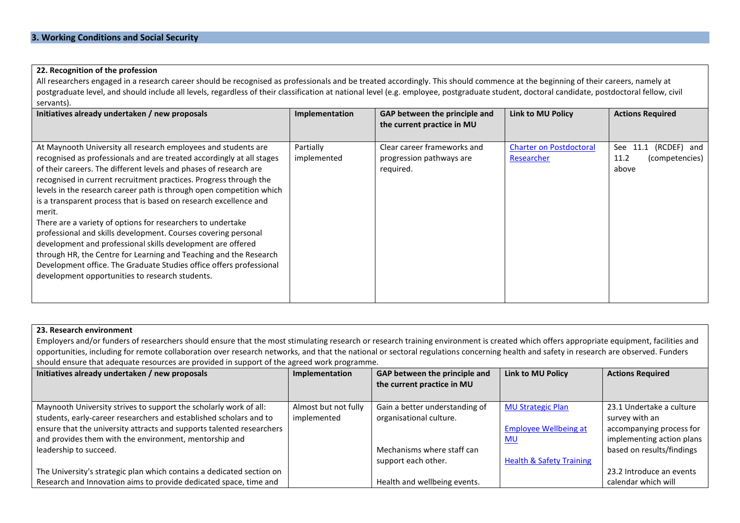## 3. Working Conditions and Social Security

### 22. Recognition of the profession

All researchers engaged in a research career should be recognised as professionals and be treated accordingly. This should commence at the beginning of their careers, namely at postgraduate level, and should include all levels, regardless of their classification at national level (e.g. employee, postgraduate student, doctoral candidate, postdoctoral fellow, civil servants).

| Initiatives already undertaken / new proposals | Implementation | GAP between the principle and the current practice in MU | Link to MU Policy | Actions Required |
|---|---|---|---|---|
| At Maynooth University all research employees and students are recognised as professionals and are treated accordingly at all stages of their careers. The different levels and phases of research are recognised in current recruitment practices. Progress through the levels in the research career path is through open competition which is a transparent process that is based on research excellence and merit.<br>There are a variety of options for researchers to undertake professional and skills development. Courses covering personal development and professional skills development are offered through HR, the Centre for Learning and Teaching and the Research Development office. The Graduate Studies office offers professional development opportunities to research students. | Partially implemented | Clear career frameworks and progression pathways are required. | Charter on Postdoctoral Researcher | See 11.1 (RCDEF) and 11.2 (competencies) above |

### 23. Research environment

Employers and/or funders of researchers should ensure that the most stimulating research or research training environment is created which offers appropriate equipment, facilities and opportunities, including for remote collaboration over research networks, and that the national or sectoral regulations concerning health and safety in research are observed. Funders should ensure that adequate resources are provided in support of the agreed work programme.

| Initiatives already undertaken / new proposals | Implementation | GAP between the principle and the current practice in MU | Link to MU Policy | Actions Required |
|---|---|---|---|---|
| Maynooth University strives to support the scholarly work of all: students, early-career researchers and established scholars and to ensure that the university attracts and supports talented researchers and provides them with the environment, mentorship and leadership to succeed.<br><br>The University's strategic plan which contains a dedicated section on Research and Innovation aims to provide dedicated space, time and | Almost but not fully implemented | Gain a better understanding of organisational culture.<br><br>Mechanisms where staff can support each other.<br><br>Health and wellbeing events. | MU Strategic Plan<br><br>Employee Wellbeing at MU<br><br>Health & Safety Training | 23.1 Undertake a culture survey with an accompanying process for implementing action plans based on results/findings<br><br>23.2 Introduce an events calendar which will |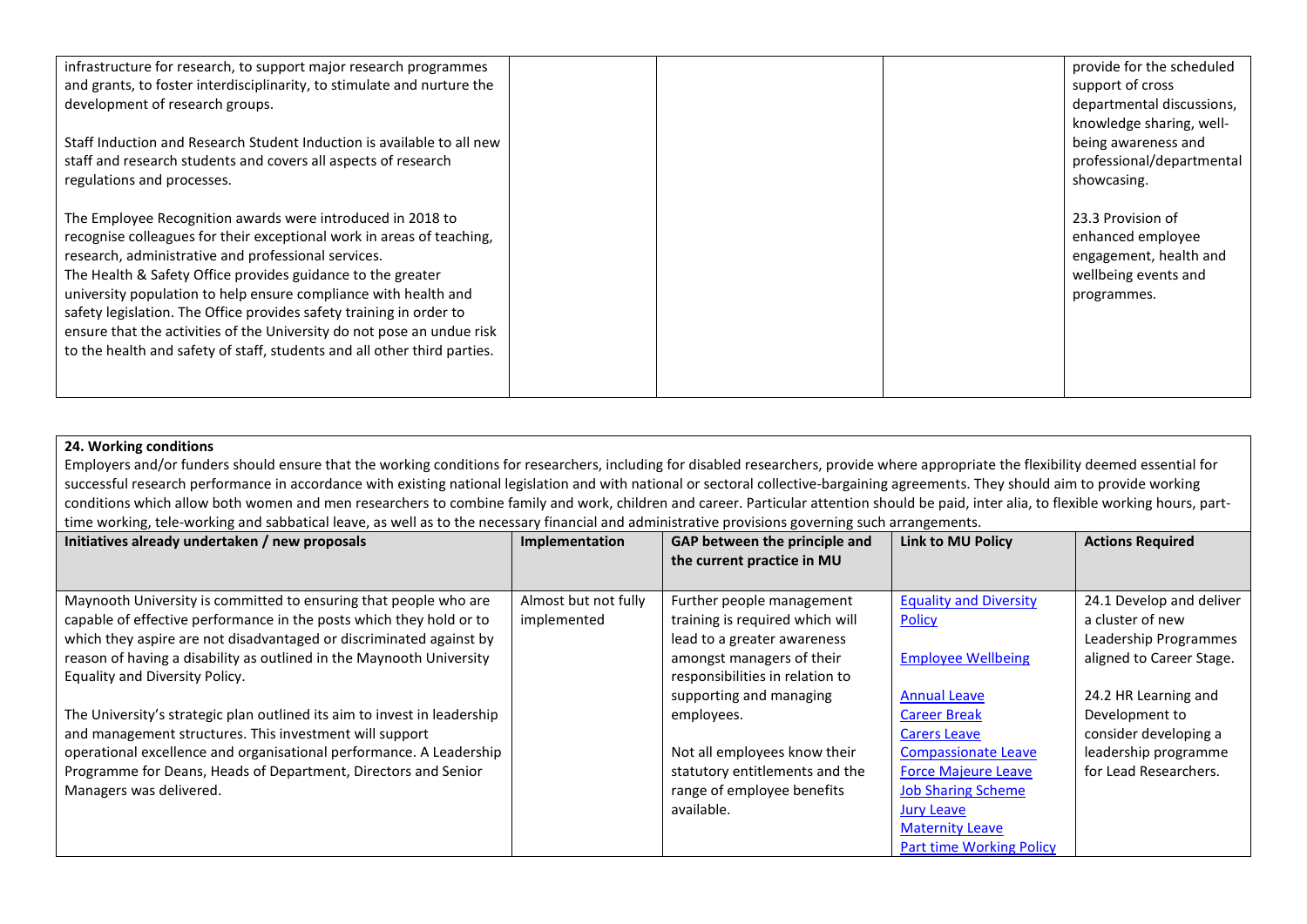| | | | | |
|---|---|---|---|---|
| infrastructure for research, to support major research programmes and grants, to foster interdisciplinarity, to stimulate and nurture the development of research groups.<br><br>Staff Induction and Research Student Induction is available to all new staff and research students and covers all aspects of research regulations and processes.<br><br>The Employee Recognition awards were introduced in 2018 to recognise colleagues for their exceptional work in areas of teaching, research, administrative and professional services.<br>The Health & Safety Office provides guidance to the greater university population to help ensure compliance with health and safety legislation. The Office provides safety training in order to ensure that the activities of the University do not pose an undue risk to the health and safety of staff, students and all other third parties. | | | | provide for the scheduled support of cross departmental discussions, knowledge sharing, well-being awareness and professional/departmental showcasing.<br><br>23.3 Provision of enhanced employee engagement, health and wellbeing events and programmes. |

**24. Working conditions**

Employers and/or funders should ensure that the working conditions for researchers, including for disabled researchers, provide where appropriate the flexibility deemed essential for successful research performance in accordance with existing national legislation and with national or sectoral collective-bargaining agreements. They should aim to provide working conditions which allow both women and men researchers to combine family and work, children and career. Particular attention should be paid, inter alia, to flexible working hours, part-time working, tele-working and sabbatical leave, as well as to the necessary financial and administrative provisions governing such arrangements.

| Initiatives already undertaken / new proposals | Implementation | GAP between the principle and the current practice in MU | Link to MU Policy | Actions Required |
|---|---|---|---|---|
| Maynooth University is committed to ensuring that people who are capable of effective performance in the posts which they hold or to which they aspire are not disadvantaged or discriminated against by reason of having a disability as outlined in the Maynooth University Equality and Diversity Policy.<br><br>The University's strategic plan outlined its aim to invest in leadership and management structures. This investment will support operational excellence and organisational performance. A Leadership Programme for Deans, Heads of Department, Directors and Senior Managers was delivered. | Almost but not fully implemented | Further people management training is required which will lead to a greater awareness amongst managers of their responsibilities in relation to supporting and managing employees.<br><br>Not all employees know their statutory entitlements and the range of employee benefits available. | Equality and Diversity Policy<br><br>Employee Wellbeing<br><br>Annual Leave<br>Career Break<br>Carers Leave<br>Compassionate Leave<br>Force Majeure Leave<br>Job Sharing Scheme<br>Jury Leave<br>Maternity Leave<br>Part time Working Policy | 24.1 Develop and deliver a cluster of new Leadership Programmes aligned to Career Stage.<br><br>24.2 HR Learning and Development to consider developing a leadership programme for Lead Researchers. |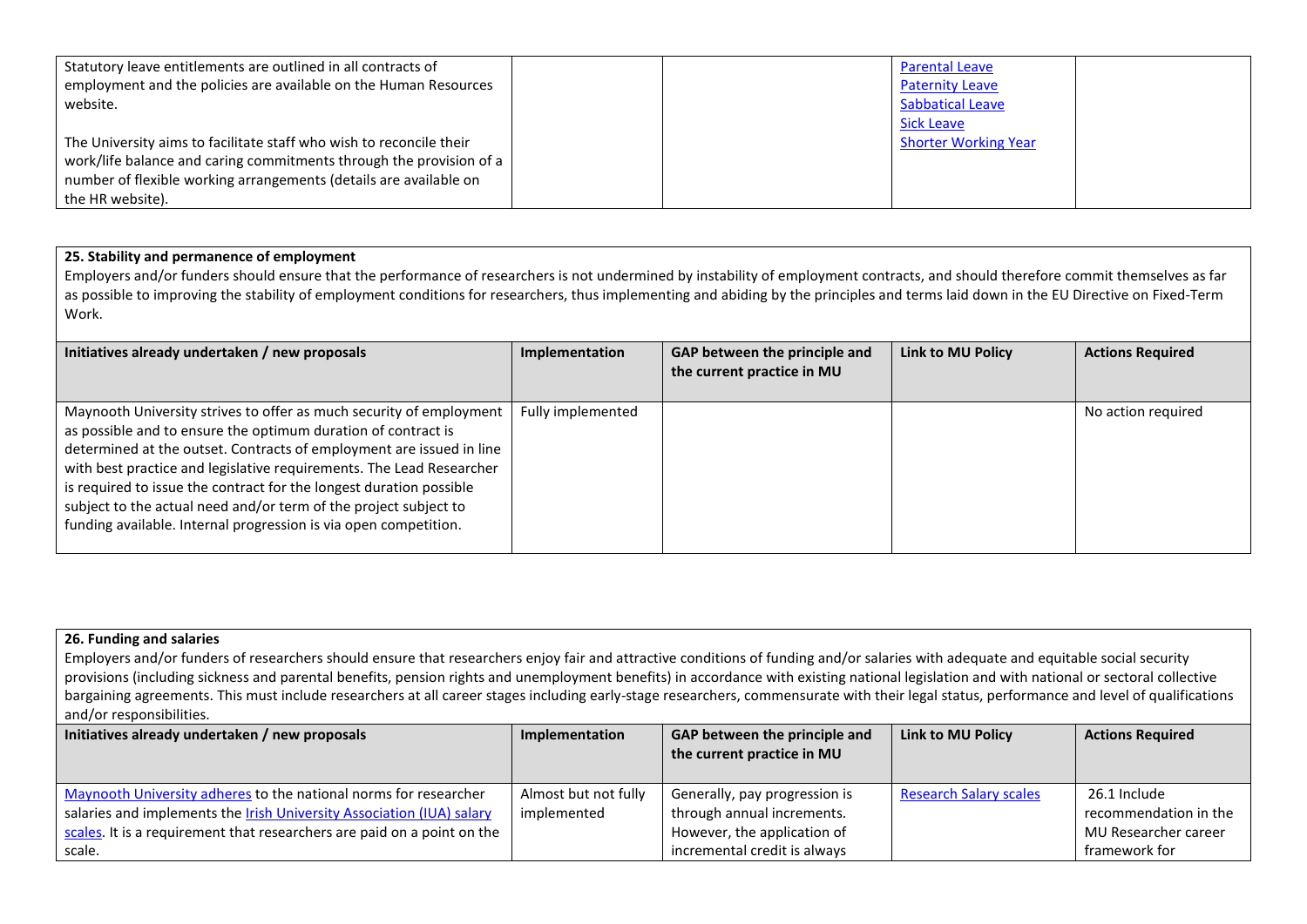| | | | | |
|---|---|---|---|---|
| Statutory leave entitlements are outlined in all contracts of employment and the policies are available on the Human Resources website.<br><br>The University aims to facilitate staff who wish to reconcile their work/life balance and caring commitments through the provision of a number of flexible working arrangements (details are available on the HR website). | | | [Parental Leave](#)<br>[Paternity Leave](#)<br>[Sabbatical Leave](#)<br>[Sick Leave](#)<br>[Shorter Working Year](#) | |

**25. Stability and permanence of employment**

Employers and/or funders should ensure that the performance of researchers is not undermined by instability of employment contracts, and should therefore commit themselves as far as possible to improving the stability of employment conditions for researchers, thus implementing and abiding by the principles and terms laid down in the EU Directive on Fixed-Term Work.

| Initiatives already undertaken / new proposals | Implementation | GAP between the principle and the current practice in MU | Link to MU Policy | Actions Required |
|---|---|---|---|---|
| Maynooth University strives to offer as much security of employment as possible and to ensure the optimum duration of contract is determined at the outset. Contracts of employment are issued in line with best practice and legislative requirements. The Lead Researcher is required to issue the contract for the longest duration possible subject to the actual need and/or term of the project subject to funding available. Internal progression is via open competition. | Fully implemented | | | No action required |

**26. Funding and salaries**

Employers and/or funders of researchers should ensure that researchers enjoy fair and attractive conditions of funding and/or salaries with adequate and equitable social security provisions (including sickness and parental benefits, pension rights and unemployment benefits) in accordance with existing national legislation and with national or sectoral collective bargaining agreements. This must include researchers at all career stages including early-stage researchers, commensurate with their legal status, performance and level of qualifications and/or responsibilities.

| Initiatives already undertaken / new proposals | Implementation | GAP between the principle and the current practice in MU | Link to MU Policy | Actions Required |
|---|---|---|---|---|
| [Maynooth University adheres](#) to the national norms for researcher salaries and implements the [Irish University Association (IUA) salary scales](#). It is a requirement that researchers are paid on a point on the scale. | Almost but not fully implemented | Generally, pay progression is through annual increments. However, the application of incremental credit is always | [Research Salary scales](#) | 26.1 Include recommendation in the MU Researcher career framework for |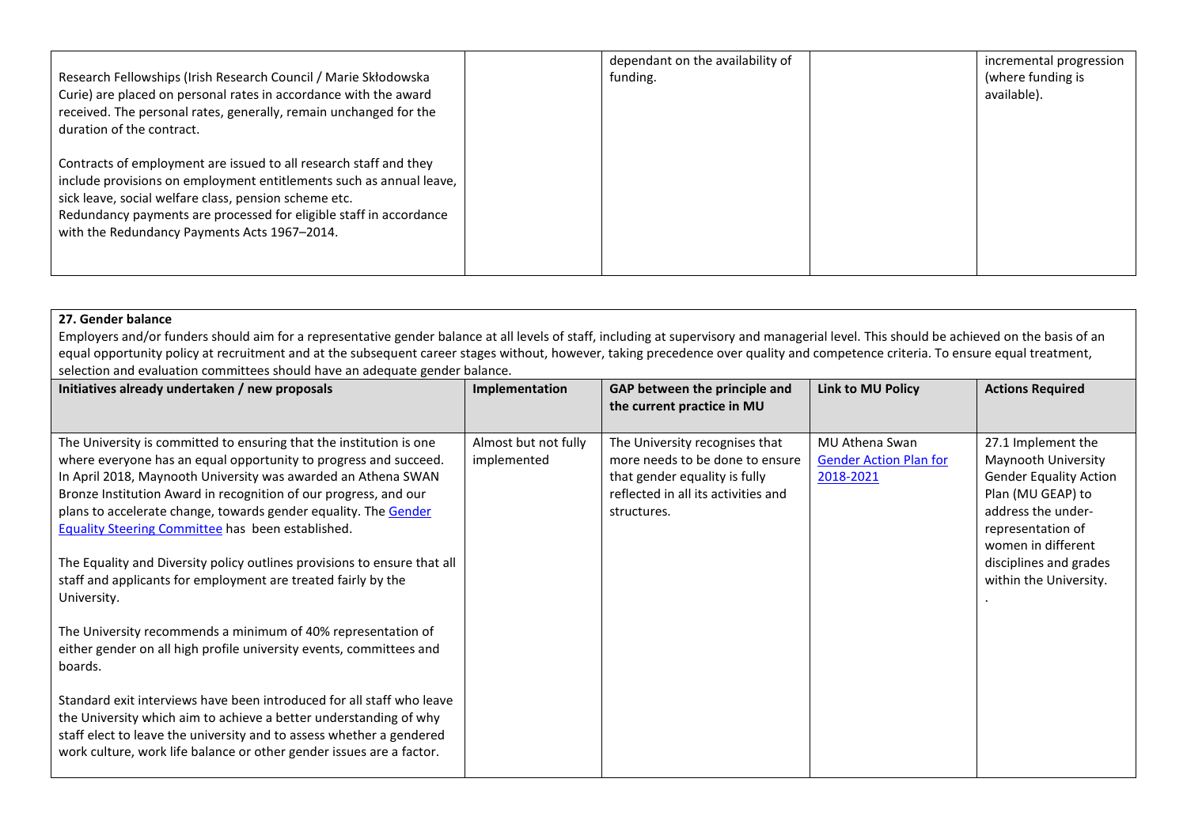| | | | | |
|---|---|---|---|---|
| Research Fellowships (Irish Research Council / Marie Skłodowska Curie) are placed on personal rates in accordance with the award received. The personal rates, generally, remain unchanged for the duration of the contract.<br><br>Contracts of employment are issued to all research staff and they include provisions on employment entitlements such as annual leave, sick leave, social welfare class, pension scheme etc.<br>Redundancy payments are processed for eligible staff in accordance with the Redundancy Payments Acts 1967–2014. | | dependant on the availability of funding. | | incremental progression (where funding is available). |

**27. Gender balance**

Employers and/or funders should aim for a representative gender balance at all levels of staff, including at supervisory and managerial level. This should be achieved on the basis of an equal opportunity policy at recruitment and at the subsequent career stages without, however, taking precedence over quality and competence criteria. To ensure equal treatment, selection and evaluation committees should have an adequate gender balance.

| Initiatives already undertaken / new proposals | Implementation | GAP between the principle and the current practice in MU | Link to MU Policy | Actions Required |
|---|---|---|---|---|
| The University is committed to ensuring that the institution is one where everyone has an equal opportunity to progress and succeed. In April 2018, Maynooth University was awarded an Athena SWAN Bronze Institution Award in recognition of our progress, and our plans to accelerate change, towards gender equality. The Gender Equality Steering Committee has been established.<br><br>The Equality and Diversity policy outlines provisions to ensure that all staff and applicants for employment are treated fairly by the University.<br><br>The University recommends a minimum of 40% representation of either gender on all high profile university events, committees and boards.<br><br>Standard exit interviews have been introduced for all staff who leave the University which aim to achieve a better understanding of why staff elect to leave the university and to assess whether a gendered work culture, work life balance or other gender issues are a factor. | Almost but not fully implemented | The University recognises that more needs to be done to ensure that gender equality is fully reflected in all its activities and structures. | MU Athena Swan Gender Action Plan for 2018-2021 | 27.1 Implement the Maynooth University Gender Equality Action Plan (MU GEAP) to address the under-representation of women in different disciplines and grades within the University.<br>. |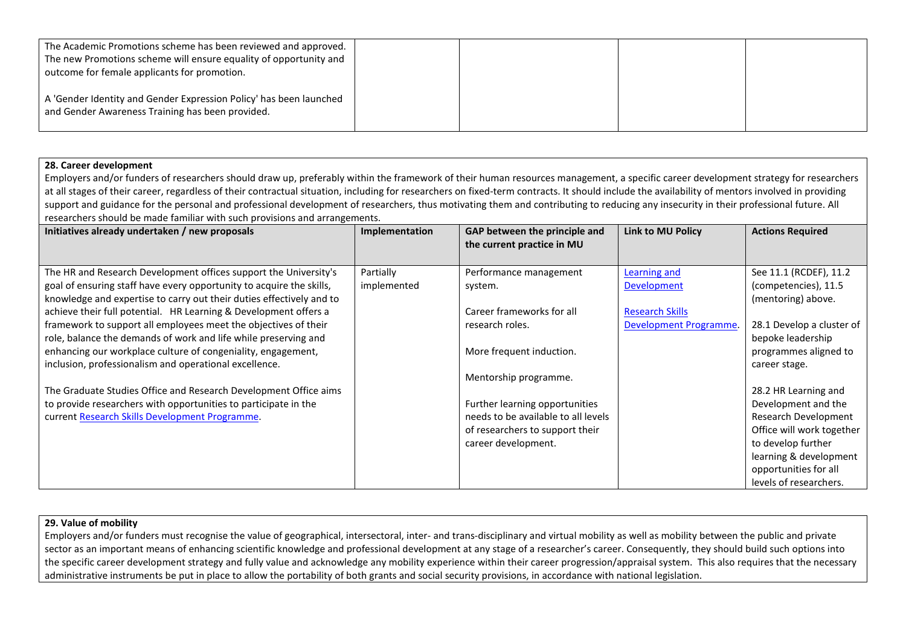| | | | | |
|---|---|---|---|---|
| The Academic Promotions scheme has been reviewed and approved. The new Promotions scheme will ensure equality of opportunity and outcome for female applicants for promotion.<br><br>A 'Gender Identity and Gender Expression Policy' has been launched and Gender Awareness Training has been provided. | | | | |

**28. Career development**

Employers and/or funders of researchers should draw up, preferably within the framework of their human resources management, a specific career development strategy for researchers at all stages of their career, regardless of their contractual situation, including for researchers on fixed-term contracts. It should include the availability of mentors involved in providing support and guidance for the personal and professional development of researchers, thus motivating them and contributing to reducing any insecurity in their professional future. All researchers should be made familiar with such provisions and arrangements.

| Initiatives already undertaken / new proposals | Implementation | GAP between the principle and the current practice in MU | Link to MU Policy | Actions Required |
|---|---|---|---|---|
| The HR and Research Development offices support the University's goal of ensuring staff have every opportunity to acquire the skills, knowledge and expertise to carry out their duties effectively and to achieve their full potential. HR Learning & Development offers a framework to support all employees meet the objectives of their role, balance the demands of work and life while preserving and enhancing our workplace culture of congeniality, engagement, inclusion, professionalism and operational excellence.<br><br>The Graduate Studies Office and Research Development Office aims to provide researchers with opportunities to participate in the current Research Skills Development Programme. | Partially implemented | Performance management system.<br><br>Career frameworks for all research roles.<br><br>More frequent induction.<br><br>Mentorship programme.<br><br>Further learning opportunities needs to be available to all levels of researchers to support their career development. | Learning and Development<br><br>Research Skills Development Programme. | See 11.1 (RCDEF), 11.2 (competencies), 11.5 (mentoring) above.<br><br>28.1 Develop a cluster of bepoke leadership programmes aligned to career stage.<br><br>28.2 HR Learning and Development and the Research Development Office will work together to develop further learning & development opportunities for all levels of researchers. |

**29. Value of mobility**

Employers and/or funders must recognise the value of geographical, intersectoral, inter- and trans-disciplinary and virtual mobility as well as mobility between the public and private sector as an important means of enhancing scientific knowledge and professional development at any stage of a researcher's career. Consequently, they should build such options into the specific career development strategy and fully value and acknowledge any mobility experience within their career progression/appraisal system. This also requires that the necessary administrative instruments be put in place to allow the portability of both grants and social security provisions, in accordance with national legislation.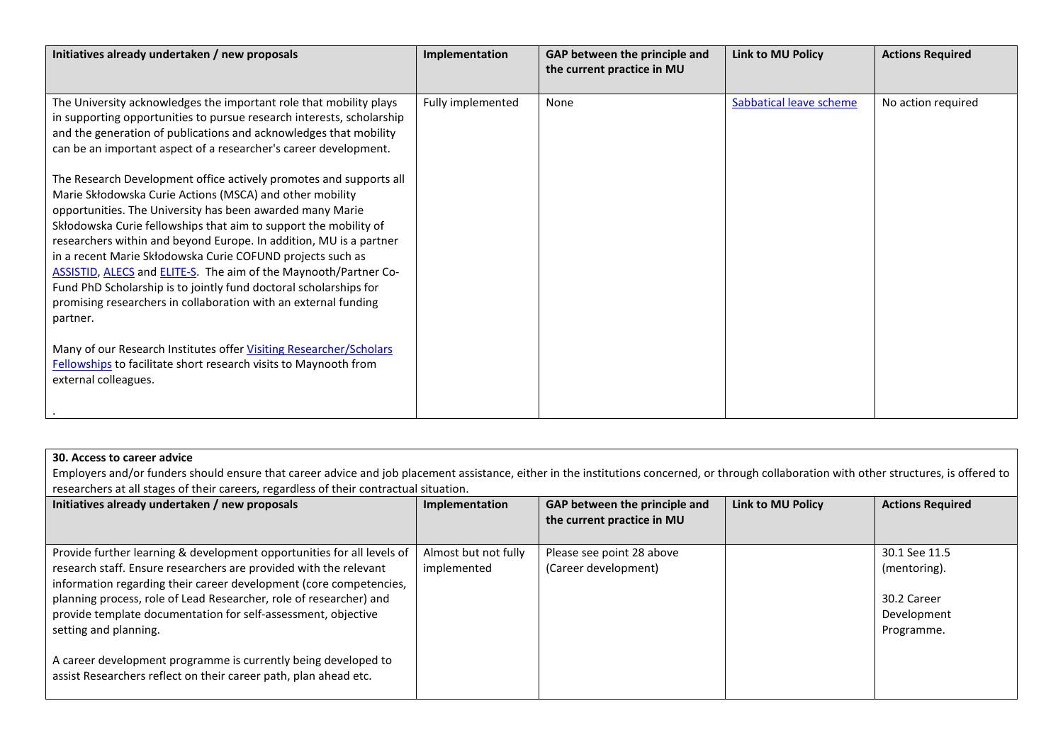| Initiatives already undertaken / new proposals | Implementation | GAP between the principle and the current practice in MU | Link to MU Policy | Actions Required |
|---|---|---|---|---|
| The University acknowledges the important role that mobility plays in supporting opportunities to pursue research interests, scholarship and the generation of publications and acknowledges that mobility can be an important aspect of a researcher's career development.<br><br>The Research Development office actively promotes and supports all Marie Skłodowska Curie Actions (MSCA) and other mobility opportunities. The University has been awarded many Marie Skłodowska Curie fellowships that aim to support the mobility of researchers within and beyond Europe. In addition, MU is a partner in a recent Marie Skłodowska Curie COFUND projects such as ASSISTID, ALECS and ELITE-S. The aim of the Maynooth/Partner Co-Fund PhD Scholarship is to jointly fund doctoral scholarships for promising researchers in collaboration with an external funding partner.<br><br>Many of our Research Institutes offer Visiting Researcher/Scholars Fellowships to facilitate short research visits to Maynooth from external colleagues.<br><br>. | Fully implemented | None | Sabbatical leave scheme | No action required |

**30. Access to career advice**

Employers and/or funders should ensure that career advice and job placement assistance, either in the institutions concerned, or through collaboration with other structures, is offered to researchers at all stages of their careers, regardless of their contractual situation.

| Initiatives already undertaken / new proposals | Implementation | GAP between the principle and the current practice in MU | Link to MU Policy | Actions Required |
|---|---|---|---|---|
| Provide further learning & development opportunities for all levels of research staff. Ensure researchers are provided with the relevant information regarding their career development (core competencies, planning process, role of Lead Researcher, role of researcher) and provide template documentation for self-assessment, objective setting and planning.<br><br>A career development programme is currently being developed to assist Researchers reflect on their career path, plan ahead etc. | Almost but not fully implemented | Please see point 28 above (Career development) | | 30.1 See 11.5 (mentoring).<br><br>30.2 Career Development Programme. |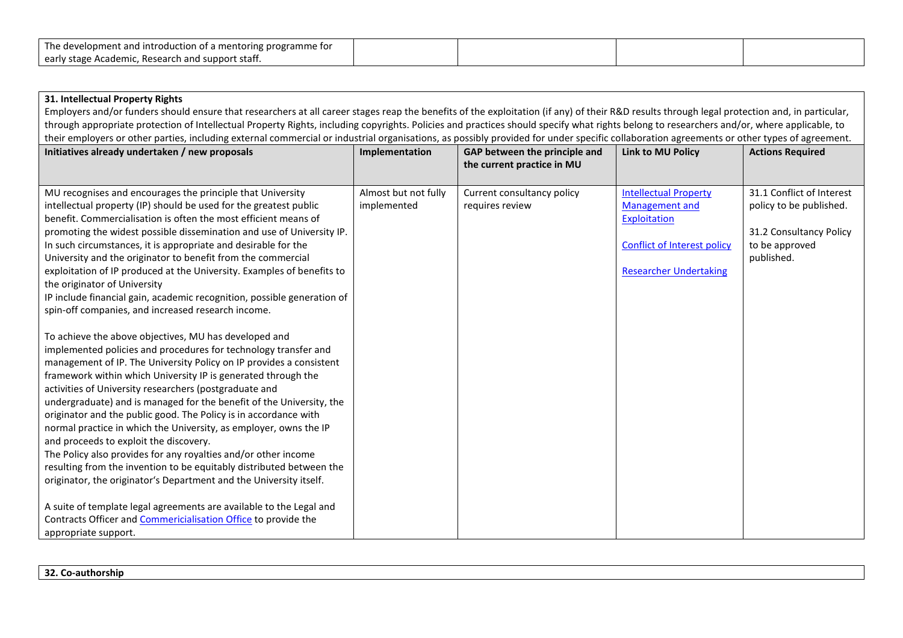| The development and introduction of a mentoring programme for early stage Academic, Research and support staff. | | | | |
|---|---|---|---|---|

**31. Intellectual Property Rights**

Employers and/or funders should ensure that researchers at all career stages reap the benefits of the exploitation (if any) of their R&D results through legal protection and, in particular, through appropriate protection of Intellectual Property Rights, including copyrights. Policies and practices should specify what rights belong to researchers and/or, where applicable, to their employers or other parties, including external commercial or industrial organisations, as possibly provided for under specific collaboration agreements or other types of agreement.

| Initiatives already undertaken / new proposals | Implementation | GAP between the principle and the current practice in MU | Link to MU Policy | Actions Required |
|---|---|---|---|---|
| MU recognises and encourages the principle that University intellectual property (IP) should be used for the greatest public benefit. Commercialisation is often the most efficient means of promoting the widest possible dissemination and use of University IP. In such circumstances, it is appropriate and desirable for the University and the originator to benefit from the commercial exploitation of IP produced at the University. Examples of benefits to the originator of University IP include financial gain, academic recognition, possible generation of spin-off companies, and increased research income.<br><br>To achieve the above objectives, MU has developed and implemented policies and procedures for technology transfer and management of IP. The University Policy on IP provides a consistent framework within which University IP is generated through the activities of University researchers (postgraduate and undergraduate) and is managed for the benefit of the University, the originator and the public good. The Policy is in accordance with normal practice in which the University, as employer, owns the IP and proceeds to exploit the discovery.<br>The Policy also provides for any royalties and/or other income resulting from the invention to be equitably distributed between the originator, the originator's Department and the University itself.<br><br>A suite of template legal agreements are available to the Legal and Contracts Officer and Commericialisation Office to provide the appropriate support. | Almost but not fully implemented | Current consultancy policy requires review | Intellectual Property Management and Exploitation<br><br>Conflict of Interest policy<br><br>Researcher Undertaking | 31.1 Conflict of Interest policy to be published.<br><br>31.2 Consultancy Policy to be approved published. |

**32. Co-authorship**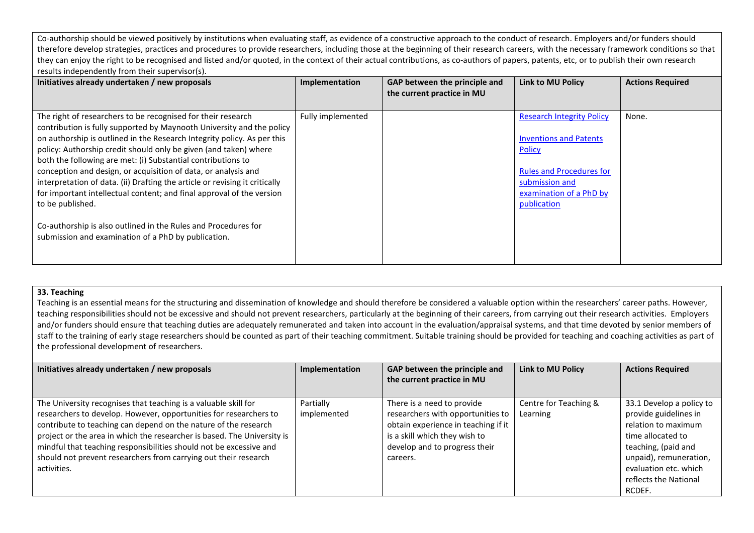Co-authorship should be viewed positively by institutions when evaluating staff, as evidence of a constructive approach to the conduct of research. Employers and/or funders should therefore develop strategies, practices and procedures to provide researchers, including those at the beginning of their research careers, with the necessary framework conditions so that they can enjoy the right to be recognised and listed and/or quoted, in the context of their actual contributions, as co-authors of papers, patents, etc, or to publish their own research results independently from their supervisor(s).

| Initiatives already undertaken / new proposals | Implementation | GAP between the principle and the current practice in MU | Link to MU Policy | Actions Required |
|---|---|---|---|---|
| The right of researchers to be recognised for their research contribution is fully supported by Maynooth University and the policy on authorship is outlined in the Research Integrity policy. As per this policy: Authorship credit should only be given (and taken) where both the following are met: (i) Substantial contributions to conception and design, or acquisition of data, or analysis and interpretation of data. (ii) Drafting the article or revising it critically for important intellectual content; and final approval of the version to be published.<br><br>Co-authorship is also outlined in the Rules and Procedures for submission and examination of a PhD by publication. | Fully implemented | | Research Integrity Policy<br><br>Inventions and Patents Policy<br><br>Rules and Procedures for submission and examination of a PhD by publication | None. |

**33. Teaching**

Teaching is an essential means for the structuring and dissemination of knowledge and should therefore be considered a valuable option within the researchers' career paths. However, teaching responsibilities should not be excessive and should not prevent researchers, particularly at the beginning of their careers, from carrying out their research activities. Employers and/or funders should ensure that teaching duties are adequately remunerated and taken into account in the evaluation/appraisal systems, and that time devoted by senior members of staff to the training of early stage researchers should be counted as part of their teaching commitment. Suitable training should be provided for teaching and coaching activities as part of the professional development of researchers.

| Initiatives already undertaken / new proposals | Implementation | GAP between the principle and the current practice in MU | Link to MU Policy | Actions Required |
|---|---|---|---|---|
| The University recognises that teaching is a valuable skill for researchers to develop. However, opportunities for researchers to contribute to teaching can depend on the nature of the research project or the area in which the researcher is based. The University is mindful that teaching responsibilities should not be excessive and should not prevent researchers from carrying out their research activities. | Partially implemented | There is a need to provide researchers with opportunities to obtain experience in teaching if it is a skill which they wish to develop and to progress their careers. | Centre for Teaching & Learning | 33.1 Develop a policy to provide guidelines in relation to maximum time allocated to teaching, (paid and unpaid), remuneration, evaluation etc. which reflects the National RCDEF. |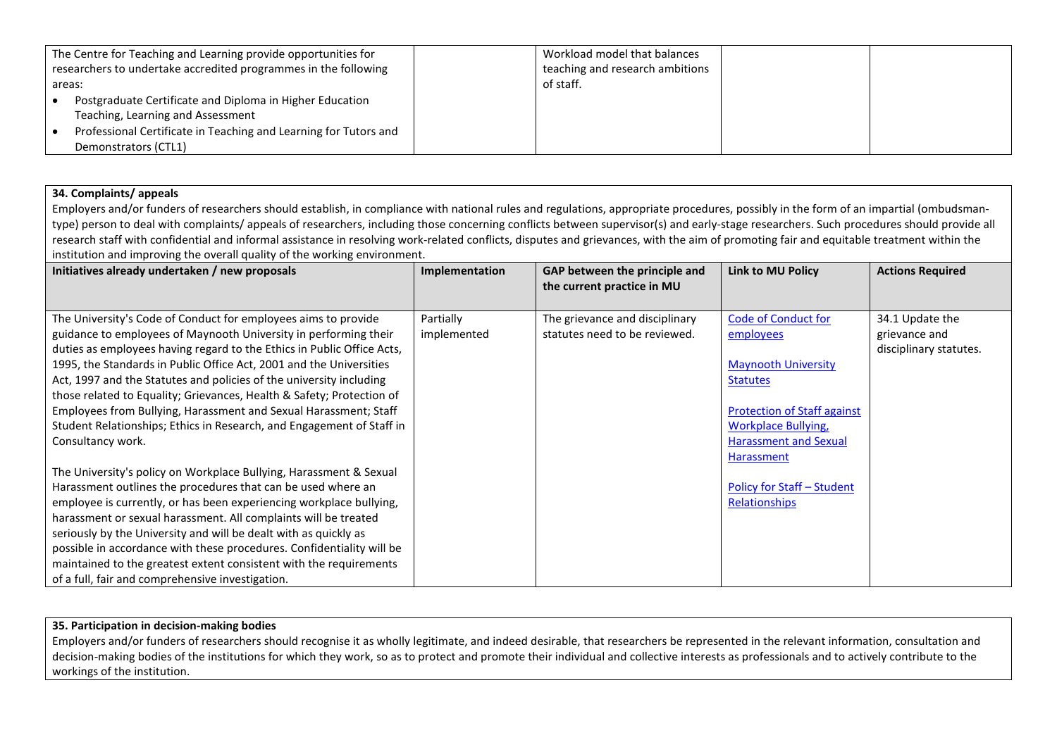| | | | | |
|---|---|---|---|---|
| The Centre for Teaching and Learning provide opportunities for researchers to undertake accredited programmes in the following areas:<br>• Postgraduate Certificate and Diploma in Higher Education Teaching, Learning and Assessment<br>• Professional Certificate in Teaching and Learning for Tutors and Demonstrators (CTL1) | | Workload model that balances teaching and research ambitions of staff. | | |

**34. Complaints/ appeals**

Employers and/or funders of researchers should establish, in compliance with national rules and regulations, appropriate procedures, possibly in the form of an impartial (ombudsman-type) person to deal with complaints/ appeals of researchers, including those concerning conflicts between supervisor(s) and early-stage researchers. Such procedures should provide all research staff with confidential and informal assistance in resolving work-related conflicts, disputes and grievances, with the aim of promoting fair and equitable treatment within the institution and improving the overall quality of the working environment.

| Initiatives already undertaken / new proposals | Implementation | GAP between the principle and the current practice in MU | Link to MU Policy | Actions Required |
|---|---|---|---|---|
| The University's Code of Conduct for employees aims to provide guidance to employees of Maynooth University in performing their duties as employees having regard to the Ethics in Public Office Acts, 1995, the Standards in Public Office Act, 2001 and the Universities Act, 1997 and the Statutes and policies of the university including those related to Equality; Grievances, Health & Safety; Protection of Employees from Bullying, Harassment and Sexual Harassment; Staff Student Relationships; Ethics in Research, and Engagement of Staff in Consultancy work.<br><br>The University's policy on Workplace Bullying, Harassment & Sexual Harassment outlines the procedures that can be used where an employee is currently, or has been experiencing workplace bullying, harassment or sexual harassment. All complaints will be treated seriously by the University and will be dealt with as quickly as possible in accordance with these procedures. Confidentiality will be maintained to the greatest extent consistent with the requirements of a full, fair and comprehensive investigation. | Partially implemented | The grievance and disciplinary statutes need to be reviewed. | Code of Conduct for employees<br><br>Maynooth University Statutes<br><br>Protection of Staff against Workplace Bullying, Harassment and Sexual Harassment<br><br>Policy for Staff – Student Relationships | 34.1 Update the grievance and disciplinary statutes. |

**35. Participation in decision-making bodies**

Employers and/or funders of researchers should recognise it as wholly legitimate, and indeed desirable, that researchers be represented in the relevant information, consultation and decision-making bodies of the institutions for which they work, so as to protect and promote their individual and collective interests as professionals and to actively contribute to the workings of the institution.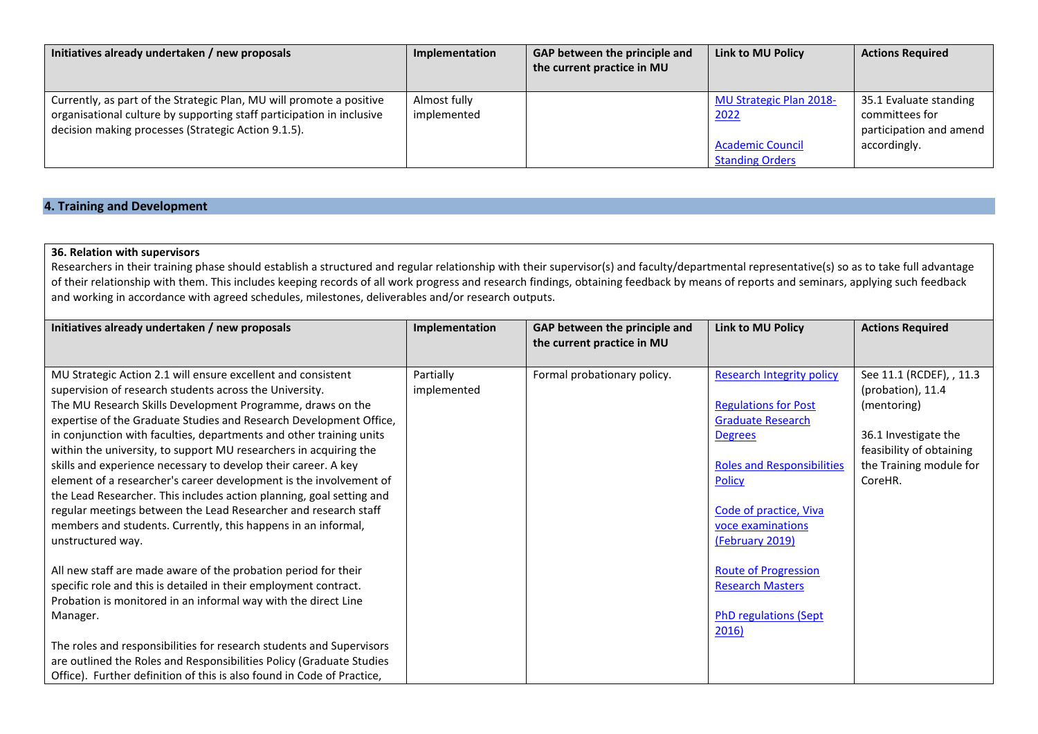| Initiatives already undertaken / new proposals | Implementation | GAP between the principle and the current practice in MU | Link to MU Policy | Actions Required |
|---|---|---|---|---|
| Currently, as part of the Strategic Plan, MU will promote a positive organisational culture by supporting staff participation in inclusive decision making processes (Strategic Action 9.1.5). | Almost fully implemented | | MU Strategic Plan 2018-2022<br><br>Academic Council Standing Orders | 35.1 Evaluate standing committees for participation and amend accordingly. |

## 4. Training and Development

**36. Relation with supervisors**

Researchers in their training phase should establish a structured and regular relationship with their supervisor(s) and faculty/departmental representative(s) so as to take full advantage of their relationship with them. This includes keeping records of all work progress and research findings, obtaining feedback by means of reports and seminars, applying such feedback and working in accordance with agreed schedules, milestones, deliverables and/or research outputs.

| Initiatives already undertaken / new proposals | Implementation | GAP between the principle and the current practice in MU | Link to MU Policy | Actions Required |
|---|---|---|---|---|
| MU Strategic Action 2.1 will ensure excellent and consistent supervision of research students across the University.<br>The MU Research Skills Development Programme, draws on the expertise of the Graduate Studies and Research Development Office, in conjunction with faculties, departments and other training units within the university, to support MU researchers in acquiring the skills and experience necessary to develop their career. A key element of a researcher's career development is the involvement of the Lead Researcher. This includes action planning, goal setting and regular meetings between the Lead Researcher and research staff members and students. Currently, this happens in an informal, unstructured way.<br><br>All new staff are made aware of the probation period for their specific role and this is detailed in their employment contract. Probation is monitored in an informal way with the direct Line Manager.<br><br>The roles and responsibilities for research students and Supervisors are outlined the Roles and Responsibilities Policy (Graduate Studies Office). Further definition of this is also found in Code of Practice, | Partially implemented | Formal probationary policy. | Research Integrity policy<br><br>Regulations for Post Graduate Research Degrees<br><br>Roles and Responsibilities Policy<br><br>Code of practice, Viva voce examinations (February 2019)<br><br>Route of Progression Research Masters<br><br>PhD regulations (Sept 2016) | See 11.1 (RCDEF), , 11.3 (probation), 11.4 (mentoring)<br><br>36.1 Investigate the feasibility of obtaining the Training module for CoreHR. |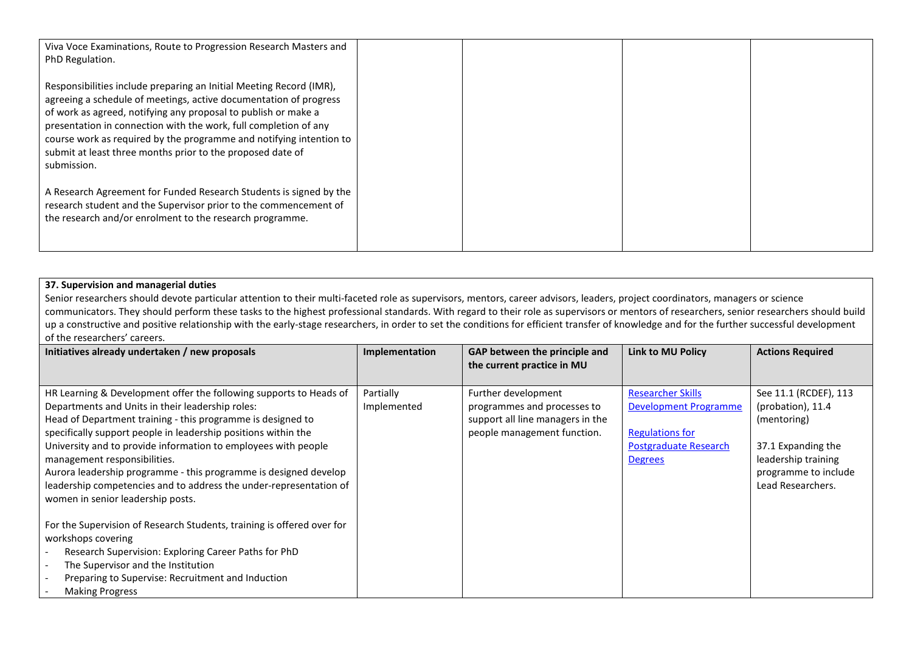| | | | | |
|---|---|---|---|---|
| Viva Voce Examinations, Route to Progression Research Masters and PhD Regulation.<br><br>Responsibilities include preparing an Initial Meeting Record (IMR), agreeing a schedule of meetings, active documentation of progress of work as agreed, notifying any proposal to publish or make a presentation in connection with the work, full completion of any course work as required by the programme and notifying intention to submit at least three months prior to the proposed date of submission.<br><br>A Research Agreement for Funded Research Students is signed by the research student and the Supervisor prior to the commencement of the research and/or enrolment to the research programme. | | | | |

**37. Supervision and managerial duties**

Senior researchers should devote particular attention to their multi-faceted role as supervisors, mentors, career advisors, leaders, project coordinators, managers or science communicators. They should perform these tasks to the highest professional standards. With regard to their role as supervisors or mentors of researchers, senior researchers should build up a constructive and positive relationship with the early-stage researchers, in order to set the conditions for efficient transfer of knowledge and for the further successful development of the researchers' careers.

| Initiatives already undertaken / new proposals | Implementation | GAP between the principle and the current practice in MU | Link to MU Policy | Actions Required |
|---|---|---|---|---|
| HR Learning & Development offer the following supports to Heads of Departments and Units in their leadership roles:<br>Head of Department training - this programme is designed to specifically support people in leadership positions within the University and to provide information to employees with people management responsibilities.<br>Aurora leadership programme - this programme is designed develop leadership competencies and to address the under-representation of women in senior leadership posts.<br><br>For the Supervision of Research Students, training is offered over for workshops covering<br>- Research Supervision: Exploring Career Paths for PhD<br>- The Supervisor and the Institution<br>- Preparing to Supervise: Recruitment and Induction<br>- Making Progress | Partially Implemented | Further development programmes and processes to support all line managers in the people management function. | Researcher Skills Development Programme<br><br>Regulations for Postgraduate Research Degrees | See 11.1 (RCDEF), 113 (probation), 11.4 (mentoring)<br><br>37.1 Expanding the leadership training programme to include Lead Researchers. |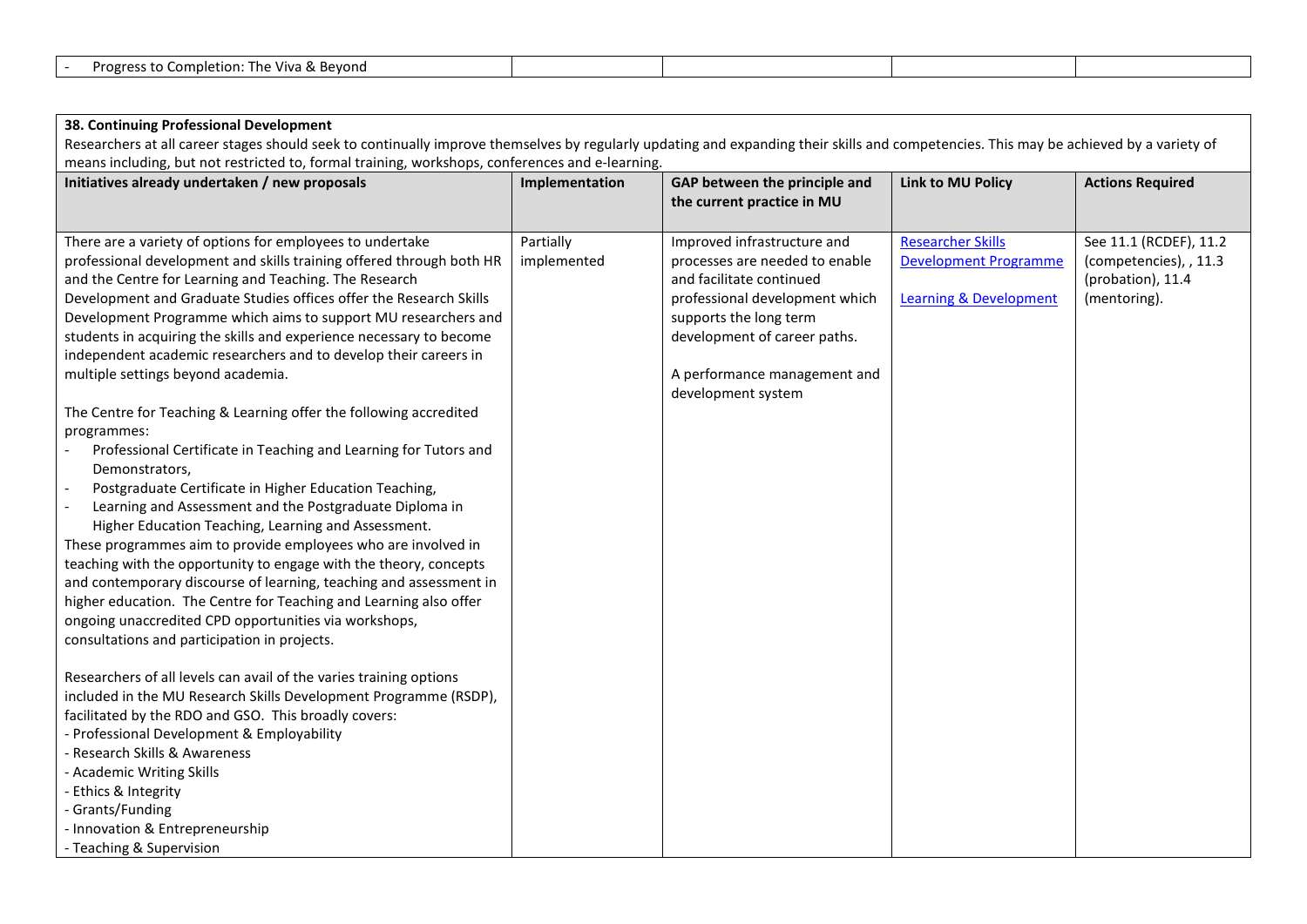| - Progress to Completion: The Viva & Beyond | | | | |
|---|---|---|---|---|

**38. Continuing Professional Development**

Researchers at all career stages should seek to continually improve themselves by regularly updating and expanding their skills and competencies. This may be achieved by a variety of means including, but not restricted to, formal training, workshops, conferences and e-learning.

| Initiatives already undertaken / new proposals | Implementation | GAP between the principle and the current practice in MU | Link to MU Policy | Actions Required |
|---|---|---|---|---|
| There are a variety of options for employees to undertake professional development and skills training offered through both HR and the Centre for Learning and Teaching. The Research Development and Graduate Studies offices offer the Research Skills Development Programme which aims to support MU researchers and students in acquiring the skills and experience necessary to become independent academic researchers and to develop their careers in multiple settings beyond academia.<br><br>The Centre for Teaching & Learning offer the following accredited programmes:<br>- Professional Certificate in Teaching and Learning for Tutors and Demonstrators,<br>- Postgraduate Certificate in Higher Education Teaching,<br>- Learning and Assessment and the Postgraduate Diploma in Higher Education Teaching, Learning and Assessment.<br>These programmes aim to provide employees who are involved in teaching with the opportunity to engage with the theory, concepts and contemporary discourse of learning, teaching and assessment in higher education. The Centre for Teaching and Learning also offer ongoing unaccredited CPD opportunities via workshops, consultations and participation in projects.<br><br>Researchers of all levels can avail of the varies training options included in the MU Research Skills Development Programme (RSDP), facilitated by the RDO and GSO. This broadly covers:<br>- Professional Development & Employability<br>- Research Skills & Awareness<br>- Academic Writing Skills<br>- Ethics & Integrity<br>- Grants/Funding<br>- Innovation & Entrepreneurship<br>- Teaching & Supervision | Partially implemented | Improved infrastructure and processes are needed to enable and facilitate continued professional development which supports the long term development of career paths.<br><br>A performance management and development system | Researcher Skills Development Programme<br><br>Learning & Development | See 11.1 (RCDEF), 11.2 (competencies), , 11.3 (probation), 11.4 (mentoring). |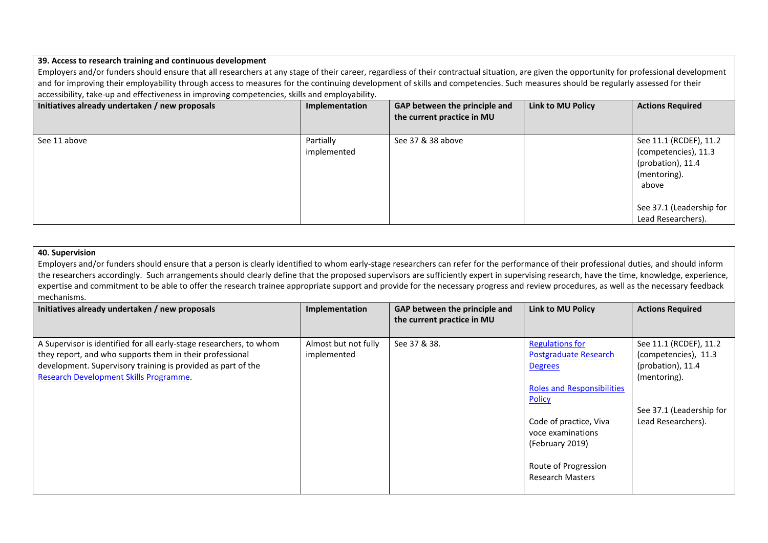**39. Access to research training and continuous development**

Employers and/or funders should ensure that all researchers at any stage of their career, regardless of their contractual situation, are given the opportunity for professional development and for improving their employability through access to measures for the continuing development of skills and competencies. Such measures should be regularly assessed for their accessibility, take-up and effectiveness in improving competencies, skills and employability.

| Initiatives already undertaken / new proposals | Implementation | GAP between the principle and the current practice in MU | Link to MU Policy | Actions Required |
|---|---|---|---|---|
| See 11 above | Partially implemented | See 37 & 38 above | | See 11.1 (RCDEF), 11.2 (competencies), 11.3 (probation), 11.4 (mentoring). above<br><br>See 37.1 (Leadership for Lead Researchers). |

**40. Supervision**

Employers and/or funders should ensure that a person is clearly identified to whom early-stage researchers can refer for the performance of their professional duties, and should inform the researchers accordingly. Such arrangements should clearly define that the proposed supervisors are sufficiently expert in supervising research, have the time, knowledge, experience, expertise and commitment to be able to offer the research trainee appropriate support and provide for the necessary progress and review procedures, as well as the necessary feedback mechanisms.

| Initiatives already undertaken / new proposals | Implementation | GAP between the principle and the current practice in MU | Link to MU Policy | Actions Required |
|---|---|---|---|---|
| A Supervisor is identified for all early-stage researchers, to whom they report, and who supports them in their professional development. Supervisory training is provided as part of the Research Development Skills Programme. | Almost but not fully implemented | See 37 & 38. | Regulations for Postgraduate Research Degrees<br><br>Roles and Responsibilities Policy<br><br>Code of practice, Viva voce examinations (February 2019)<br><br>Route of Progression Research Masters | See 11.1 (RCDEF), 11.2 (competencies), 11.3 (probation), 11.4 (mentoring).<br><br>See 37.1 (Leadership for Lead Researchers). |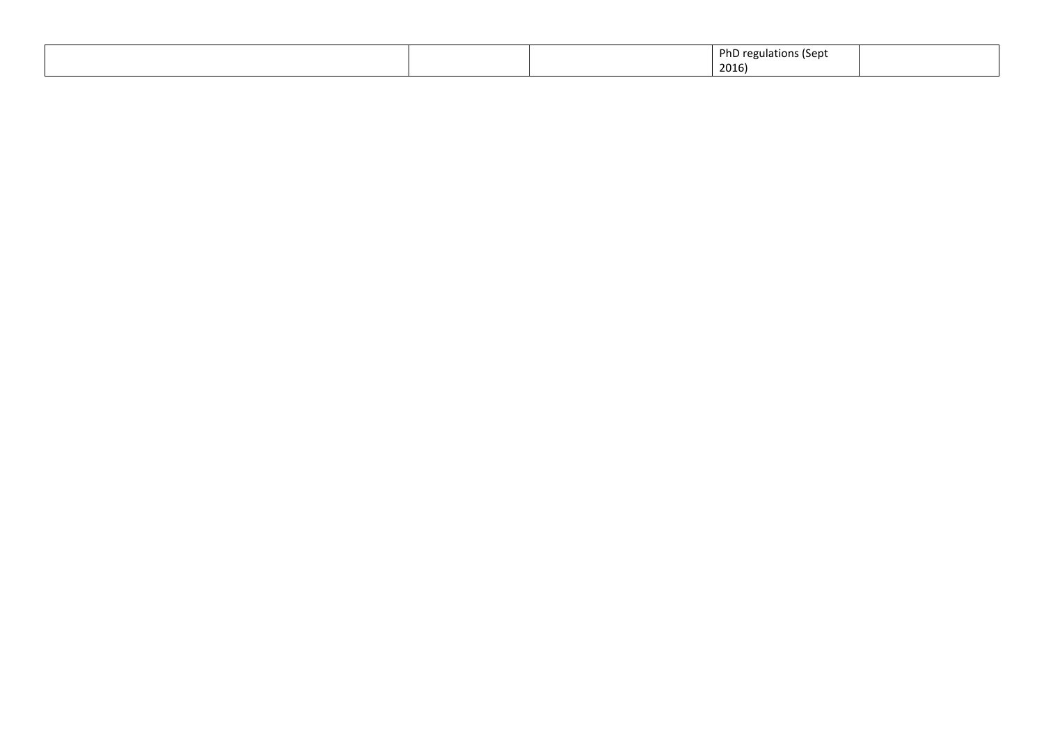| | | | | |
|---|---|---|---|---|
| | | | PhD regulations (Sept 2016) | |